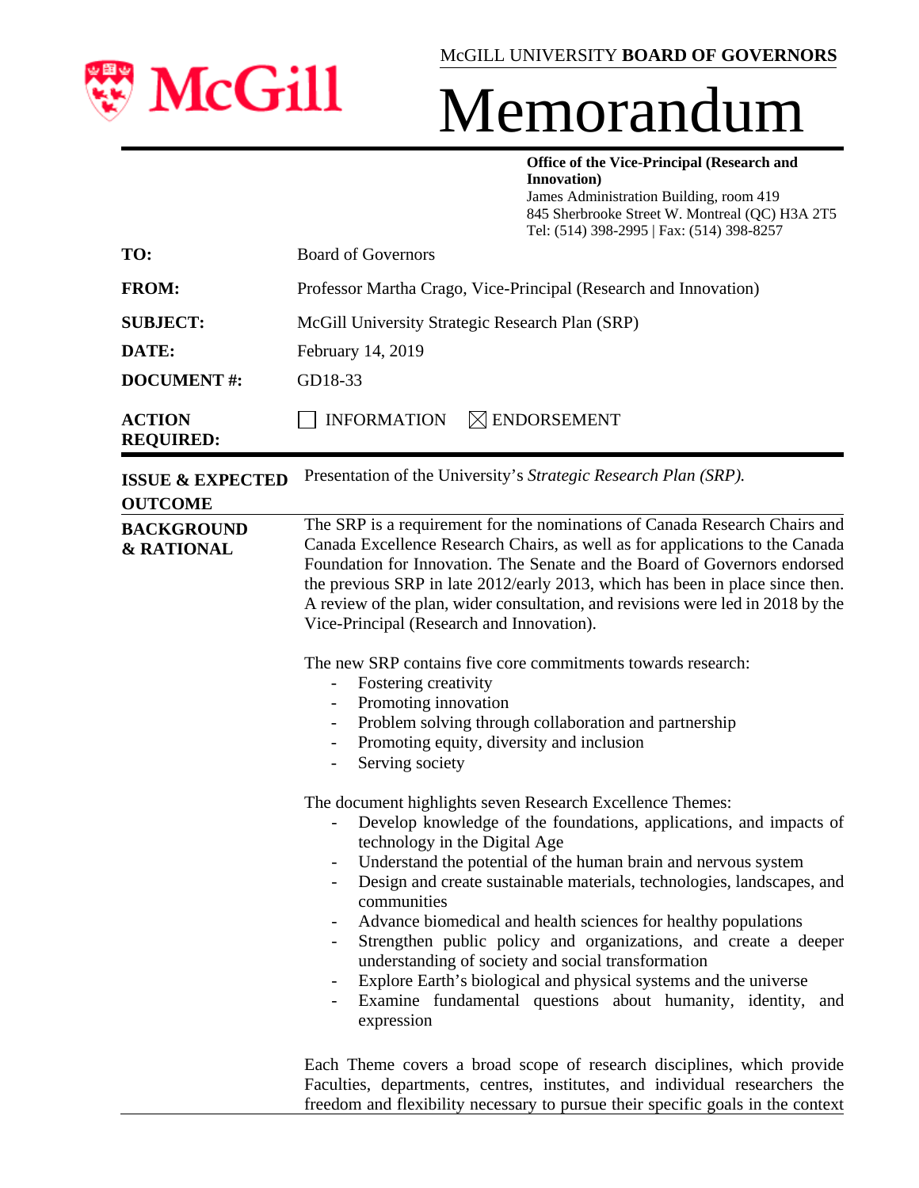McGILL UNIVERSITY **BOARD OF GOVERNORS**

# Memorandum

**Office of the Vice-Principal (Research and Innovation)**
James Administration Building, room 419
845 Sherbrooke Street W. Montreal (QC) H3A 2T5
Tel: (514) 398-2995 | Fax: (514) 398-8257

| | |
|---|---|
| **TO:** | Board of Governors |
| **FROM:** | Professor Martha Crago, Vice-Principal (Research and Innovation) |
| **SUBJECT:** | McGill University Strategic Research Plan (SRP) |
| **DATE:** | February 14, 2019 |
| **DOCUMENT #:** | GD18-33 |
| **ACTION REQUIRED:** | ☐ INFORMATION ☒ ENDORSEMENT |

**ISSUE & EXPECTED OUTCOME**

Presentation of the University's *Strategic Research Plan (SRP).*

**BACKGROUND & RATIONAL**

The SRP is a requirement for the nominations of Canada Research Chairs and Canada Excellence Research Chairs, as well as for applications to the Canada Foundation for Innovation. The Senate and the Board of Governors endorsed the previous SRP in late 2012/early 2013, which has been in place since then. A review of the plan, wider consultation, and revisions were led in 2018 by the Vice-Principal (Research and Innovation).

The new SRP contains five core commitments towards research:

- Fostering creativity
- Promoting innovation
- Problem solving through collaboration and partnership
- Promoting equity, diversity and inclusion
- Serving society

The document highlights seven Research Excellence Themes:

- Develop knowledge of the foundations, applications, and impacts of technology in the Digital Age
- Understand the potential of the human brain and nervous system
- Design and create sustainable materials, technologies, landscapes, and communities
- Advance biomedical and health sciences for healthy populations
- Strengthen public policy and organizations, and create a deeper understanding of society and social transformation
- Explore Earth's biological and physical systems and the universe
- Examine fundamental questions about humanity, identity, and expression

Each Theme covers a broad scope of research disciplines, which provide Faculties, departments, centres, institutes, and individual researchers the freedom and flexibility necessary to pursue their specific goals in the context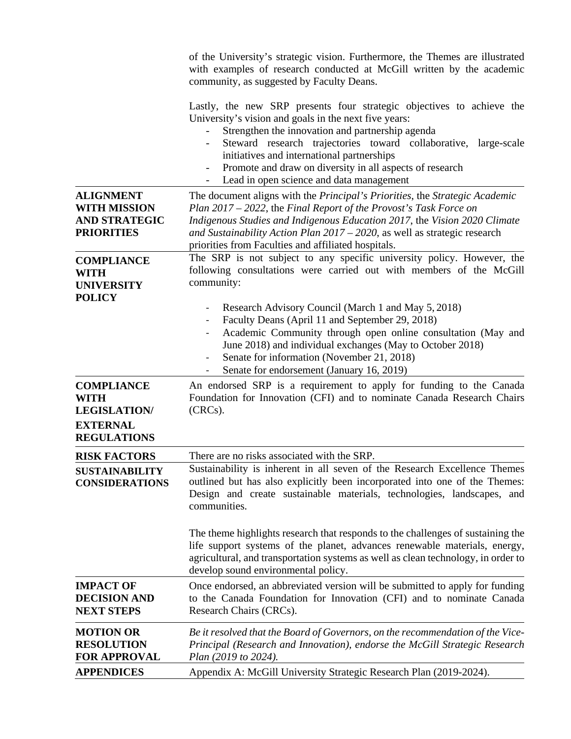|  |  |
|---|---|
|  | of the University's strategic vision. Furthermore, the Themes are illustrated with examples of research conducted at McGill written by the academic community, as suggested by Faculty Deans.<br><br>Lastly, the new SRP presents four strategic objectives to achieve the University's vision and goals in the next five years:<br>- Strengthen the innovation and partnership agenda<br>- Steward research trajectories toward collaborative, large-scale initiatives and international partnerships<br>- Promote and draw on diversity in all aspects of research<br>- Lead in open science and data management |
| **ALIGNMENT WITH MISSION AND STRATEGIC PRIORITIES** | The document aligns with the *Principal's Priorities*, the *Strategic Academic Plan 2017 – 2022*, the *Final Report of the Provost's Task Force on Indigenous Studies and Indigenous Education 2017*, the *Vision 2020 Climate and Sustainability Action Plan 2017 – 2020*, as well as strategic research priorities from Faculties and affiliated hospitals. |
| **COMPLIANCE WITH UNIVERSITY POLICY** | The SRP is not subject to any specific university policy. However, the following consultations were carried out with members of the McGill community:<br><br>- Research Advisory Council (March 1 and May 5, 2018)<br>- Faculty Deans (April 11 and September 29, 2018)<br>- Academic Community through open online consultation (May and June 2018) and individual exchanges (May to October 2018)<br>- Senate for information (November 21, 2018)<br>- Senate for endorsement (January 16, 2019) |
| **COMPLIANCE WITH LEGISLATION/ EXTERNAL REGULATIONS** | An endorsed SRP is a requirement to apply for funding to the Canada Foundation for Innovation (CFI) and to nominate Canada Research Chairs (CRCs). |
| **RISK FACTORS** | There are no risks associated with the SRP. |
| **SUSTAINABILITY CONSIDERATIONS** | Sustainability is inherent in all seven of the Research Excellence Themes outlined but has also explicitly been incorporated into one of the Themes: Design and create sustainable materials, technologies, landscapes, and communities.<br><br>The theme highlights research that responds to the challenges of sustaining the life support systems of the planet, advances renewable materials, energy, agricultural, and transportation systems as well as clean technology, in order to develop sound environmental policy. |
| **IMPACT OF DECISION AND NEXT STEPS** | Once endorsed, an abbreviated version will be submitted to apply for funding to the Canada Foundation for Innovation (CFI) and to nominate Canada Research Chairs (CRCs). |
| **MOTION OR RESOLUTION FOR APPROVAL** | *Be it resolved that the Board of Governors, on the recommendation of the Vice-Principal (Research and Innovation), endorse the McGill Strategic Research Plan (2019 to 2024).* |
| **APPENDICES** | Appendix A: McGill University Strategic Research Plan (2019-2024). |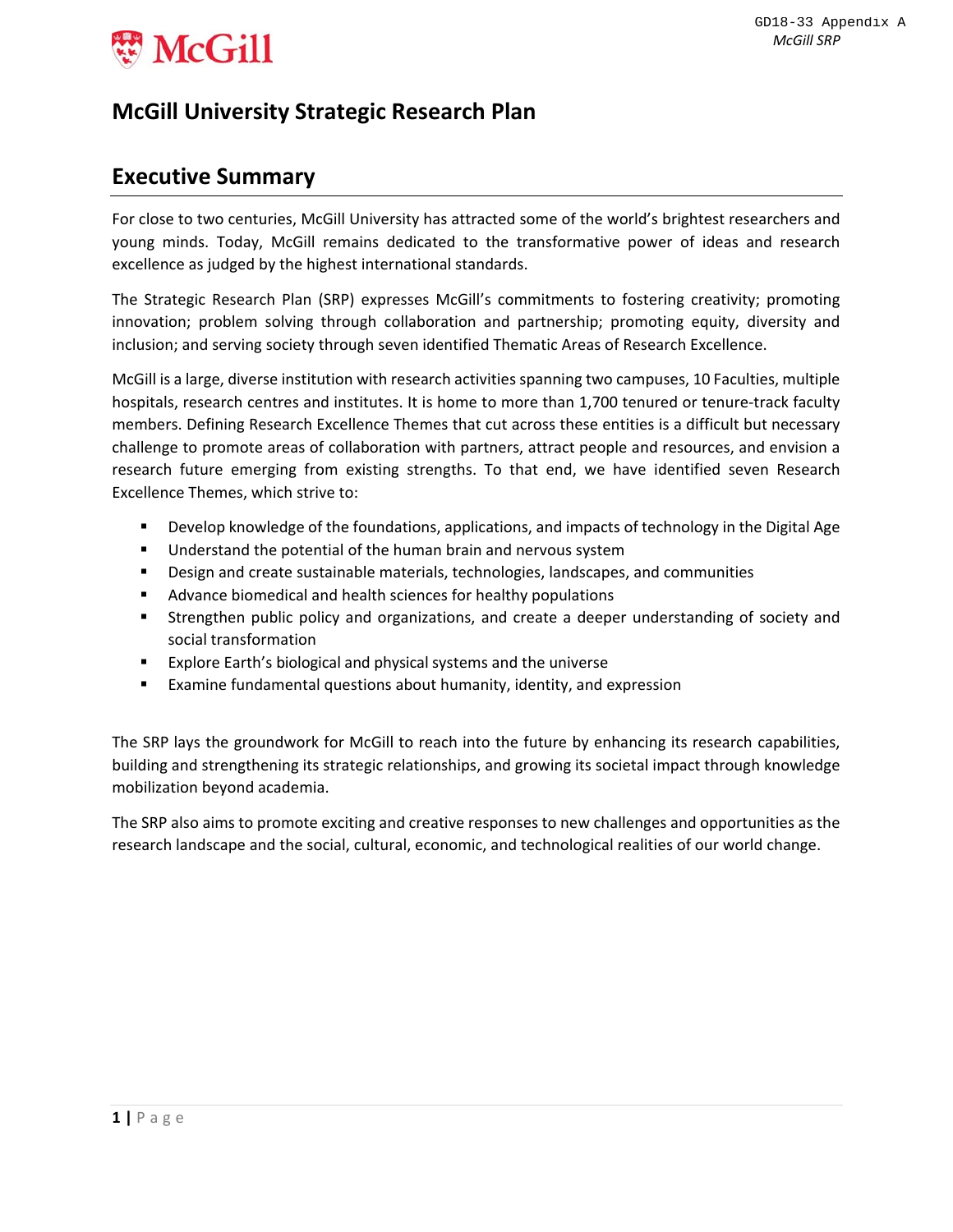# McGill University Strategic Research Plan

## Executive Summary

For close to two centuries, McGill University has attracted some of the world's brightest researchers and young minds. Today, McGill remains dedicated to the transformative power of ideas and research excellence as judged by the highest international standards.

The Strategic Research Plan (SRP) expresses McGill's commitments to fostering creativity; promoting innovation; problem solving through collaboration and partnership; promoting equity, diversity and inclusion; and serving society through seven identified Thematic Areas of Research Excellence.

McGill is a large, diverse institution with research activities spanning two campuses, 10 Faculties, multiple hospitals, research centres and institutes. It is home to more than 1,700 tenured or tenure-track faculty members. Defining Research Excellence Themes that cut across these entities is a difficult but necessary challenge to promote areas of collaboration with partners, attract people and resources, and envision a research future emerging from existing strengths. To that end, we have identified seven Research Excellence Themes, which strive to:

- Develop knowledge of the foundations, applications, and impacts of technology in the Digital Age
- Understand the potential of the human brain and nervous system
- Design and create sustainable materials, technologies, landscapes, and communities
- Advance biomedical and health sciences for healthy populations
- Strengthen public policy and organizations, and create a deeper understanding of society and social transformation
- Explore Earth's biological and physical systems and the universe
- Examine fundamental questions about humanity, identity, and expression

The SRP lays the groundwork for McGill to reach into the future by enhancing its research capabilities, building and strengthening its strategic relationships, and growing its societal impact through knowledge mobilization beyond academia.

The SRP also aims to promote exciting and creative responses to new challenges and opportunities as the research landscape and the social, cultural, economic, and technological realities of our world change.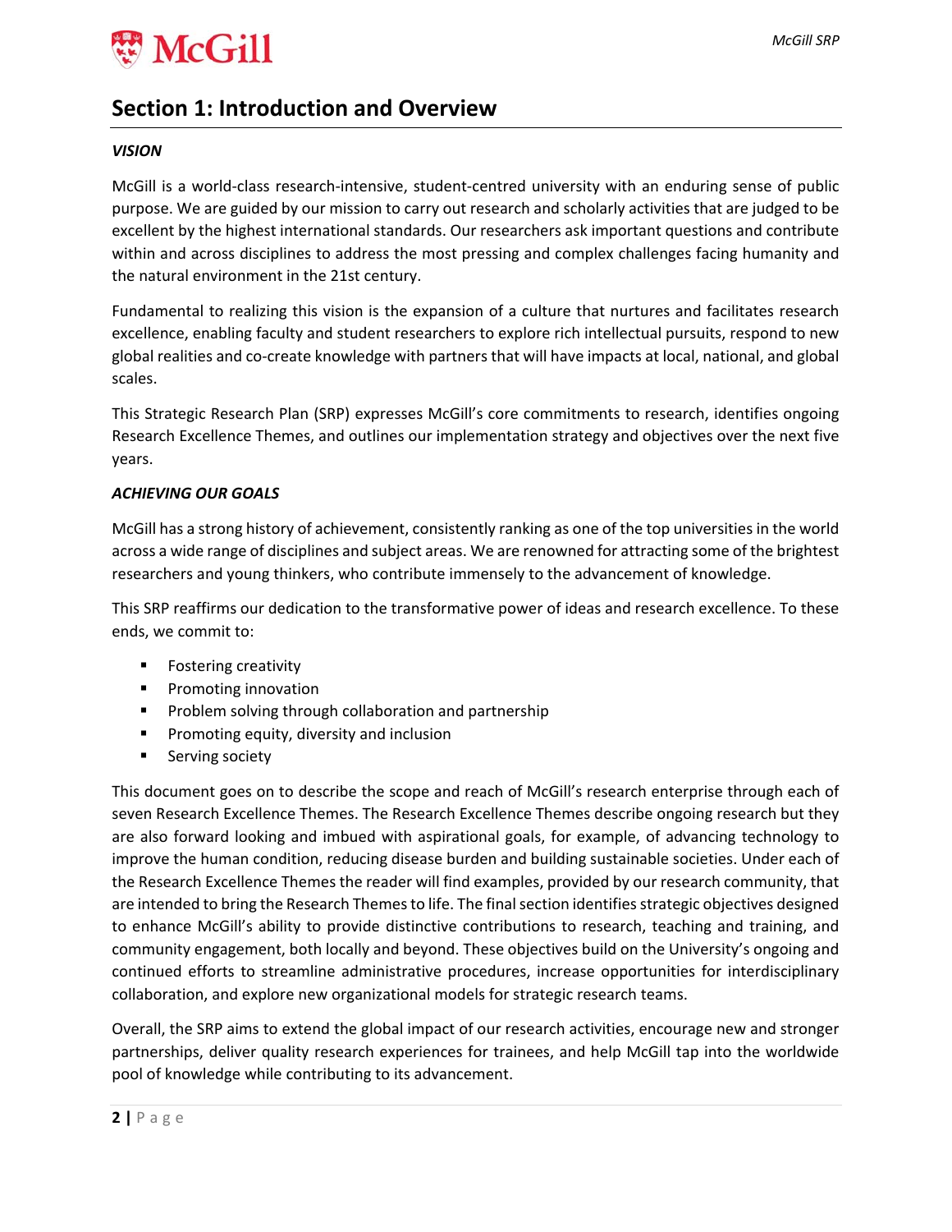## Section 1: Introduction and Overview

***VISION***

McGill is a world-class research-intensive, student-centred university with an enduring sense of public purpose. We are guided by our mission to carry out research and scholarly activities that are judged to be excellent by the highest international standards. Our researchers ask important questions and contribute within and across disciplines to address the most pressing and complex challenges facing humanity and the natural environment in the 21st century.

Fundamental to realizing this vision is the expansion of a culture that nurtures and facilitates research excellence, enabling faculty and student researchers to explore rich intellectual pursuits, respond to new global realities and co-create knowledge with partners that will have impacts at local, national, and global scales.

This Strategic Research Plan (SRP) expresses McGill's core commitments to research, identifies ongoing Research Excellence Themes, and outlines our implementation strategy and objectives over the next five years.

***ACHIEVING OUR GOALS***

McGill has a strong history of achievement, consistently ranking as one of the top universities in the world across a wide range of disciplines and subject areas. We are renowned for attracting some of the brightest researchers and young thinkers, who contribute immensely to the advancement of knowledge.

This SRP reaffirms our dedication to the transformative power of ideas and research excellence. To these ends, we commit to:

- Fostering creativity
- Promoting innovation
- Problem solving through collaboration and partnership
- Promoting equity, diversity and inclusion
- Serving society

This document goes on to describe the scope and reach of McGill's research enterprise through each of seven Research Excellence Themes. The Research Excellence Themes describe ongoing research but they are also forward looking and imbued with aspirational goals, for example, of advancing technology to improve the human condition, reducing disease burden and building sustainable societies. Under each of the Research Excellence Themes the reader will find examples, provided by our research community, that are intended to bring the Research Themes to life. The final section identifies strategic objectives designed to enhance McGill's ability to provide distinctive contributions to research, teaching and training, and community engagement, both locally and beyond. These objectives build on the University's ongoing and continued efforts to streamline administrative procedures, increase opportunities for interdisciplinary collaboration, and explore new organizational models for strategic research teams.

Overall, the SRP aims to extend the global impact of our research activities, encourage new and stronger partnerships, deliver quality research experiences for trainees, and help McGill tap into the worldwide pool of knowledge while contributing to its advancement.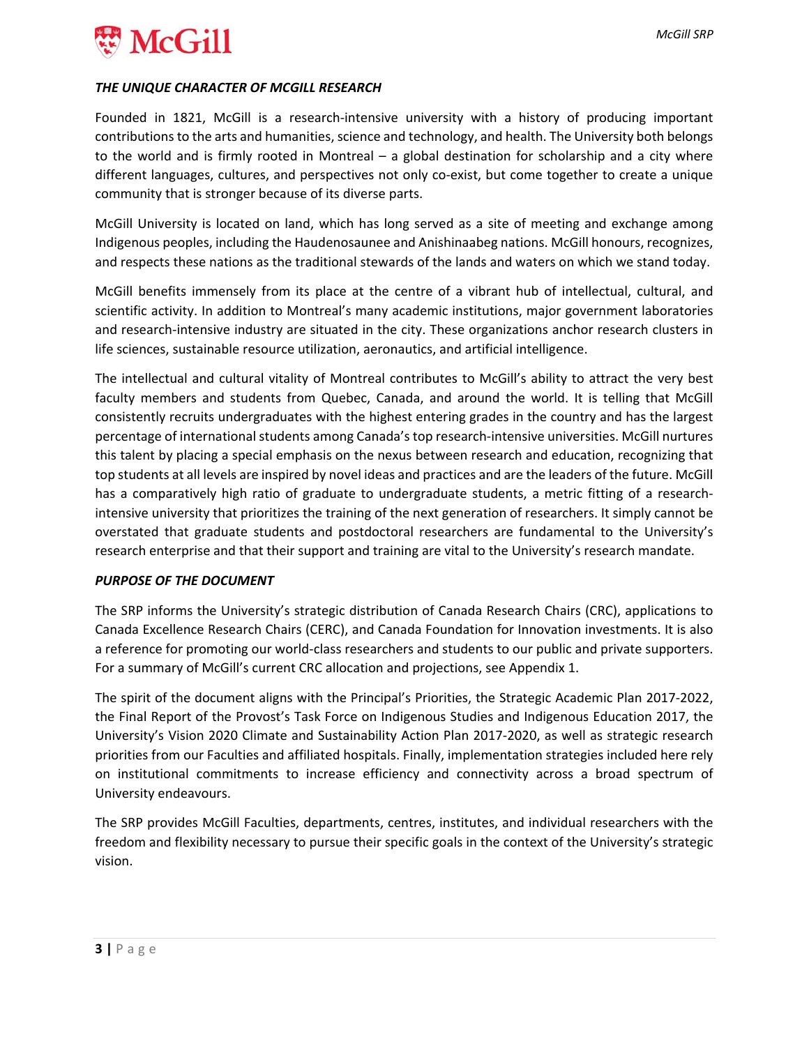### *THE UNIQUE CHARACTER OF MCGILL RESEARCH*

Founded in 1821, McGill is a research-intensive university with a history of producing important contributions to the arts and humanities, science and technology, and health. The University both belongs to the world and is firmly rooted in Montreal – a global destination for scholarship and a city where different languages, cultures, and perspectives not only co-exist, but come together to create a unique community that is stronger because of its diverse parts.

McGill University is located on land, which has long served as a site of meeting and exchange among Indigenous peoples, including the Haudenosaunee and Anishinaabeg nations. McGill honours, recognizes, and respects these nations as the traditional stewards of the lands and waters on which we stand today.

McGill benefits immensely from its place at the centre of a vibrant hub of intellectual, cultural, and scientific activity. In addition to Montreal's many academic institutions, major government laboratories and research-intensive industry are situated in the city. These organizations anchor research clusters in life sciences, sustainable resource utilization, aeronautics, and artificial intelligence.

The intellectual and cultural vitality of Montreal contributes to McGill's ability to attract the very best faculty members and students from Quebec, Canada, and around the world. It is telling that McGill consistently recruits undergraduates with the highest entering grades in the country and has the largest percentage of international students among Canada's top research-intensive universities. McGill nurtures this talent by placing a special emphasis on the nexus between research and education, recognizing that top students at all levels are inspired by novel ideas and practices and are the leaders of the future. McGill has a comparatively high ratio of graduate to undergraduate students, a metric fitting of a research-intensive university that prioritizes the training of the next generation of researchers. It simply cannot be overstated that graduate students and postdoctoral researchers are fundamental to the University's research enterprise and that their support and training are vital to the University's research mandate.

### *PURPOSE OF THE DOCUMENT*

The SRP informs the University's strategic distribution of Canada Research Chairs (CRC), applications to Canada Excellence Research Chairs (CERC), and Canada Foundation for Innovation investments. It is also a reference for promoting our world-class researchers and students to our public and private supporters. For a summary of McGill's current CRC allocation and projections, see Appendix 1.

The spirit of the document aligns with the Principal's Priorities, the Strategic Academic Plan 2017-2022, the Final Report of the Provost's Task Force on Indigenous Studies and Indigenous Education 2017, the University's Vision 2020 Climate and Sustainability Action Plan 2017-2020, as well as strategic research priorities from our Faculties and affiliated hospitals. Finally, implementation strategies included here rely on institutional commitments to increase efficiency and connectivity across a broad spectrum of University endeavours.

The SRP provides McGill Faculties, departments, centres, institutes, and individual researchers with the freedom and flexibility necessary to pursue their specific goals in the context of the University's strategic vision.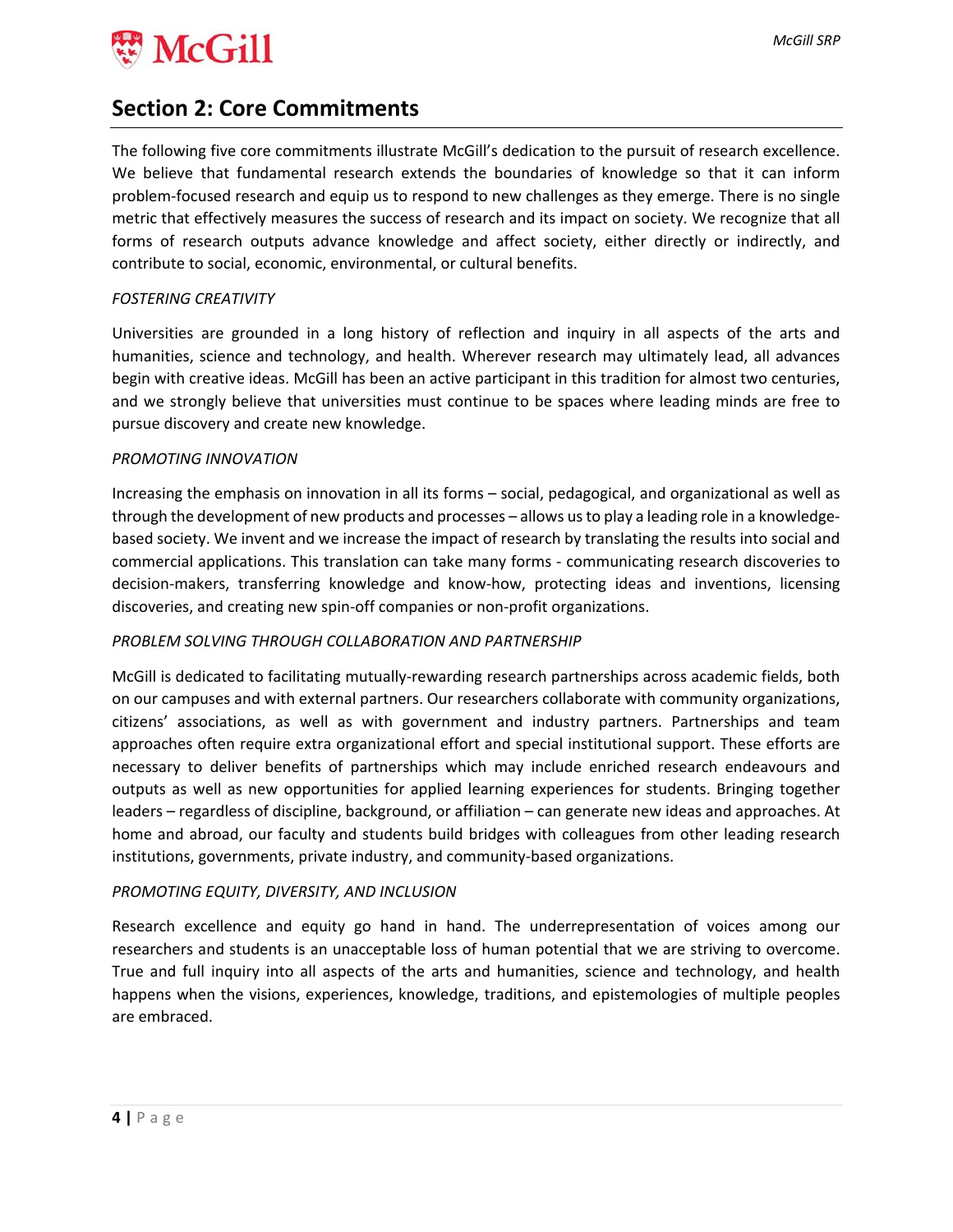## Section 2: Core Commitments

The following five core commitments illustrate McGill's dedication to the pursuit of research excellence. We believe that fundamental research extends the boundaries of knowledge so that it can inform problem-focused research and equip us to respond to new challenges as they emerge. There is no single metric that effectively measures the success of research and its impact on society. We recognize that all forms of research outputs advance knowledge and affect society, either directly or indirectly, and contribute to social, economic, environmental, or cultural benefits.

*FOSTERING CREATIVITY*

Universities are grounded in a long history of reflection and inquiry in all aspects of the arts and humanities, science and technology, and health. Wherever research may ultimately lead, all advances begin with creative ideas. McGill has been an active participant in this tradition for almost two centuries, and we strongly believe that universities must continue to be spaces where leading minds are free to pursue discovery and create new knowledge.

*PROMOTING INNOVATION*

Increasing the emphasis on innovation in all its forms – social, pedagogical, and organizational as well as through the development of new products and processes – allows us to play a leading role in a knowledge-based society. We invent and we increase the impact of research by translating the results into social and commercial applications. This translation can take many forms - communicating research discoveries to decision-makers, transferring knowledge and know-how, protecting ideas and inventions, licensing discoveries, and creating new spin-off companies or non-profit organizations.

*PROBLEM SOLVING THROUGH COLLABORATION AND PARTNERSHIP*

McGill is dedicated to facilitating mutually-rewarding research partnerships across academic fields, both on our campuses and with external partners. Our researchers collaborate with community organizations, citizens' associations, as well as with government and industry partners. Partnerships and team approaches often require extra organizational effort and special institutional support. These efforts are necessary to deliver benefits of partnerships which may include enriched research endeavours and outputs as well as new opportunities for applied learning experiences for students. Bringing together leaders – regardless of discipline, background, or affiliation – can generate new ideas and approaches. At home and abroad, our faculty and students build bridges with colleagues from other leading research institutions, governments, private industry, and community-based organizations.

*PROMOTING EQUITY, DIVERSITY, AND INCLUSION*

Research excellence and equity go hand in hand. The underrepresentation of voices among our researchers and students is an unacceptable loss of human potential that we are striving to overcome. True and full inquiry into all aspects of the arts and humanities, science and technology, and health happens when the visions, experiences, knowledge, traditions, and epistemologies of multiple peoples are embraced.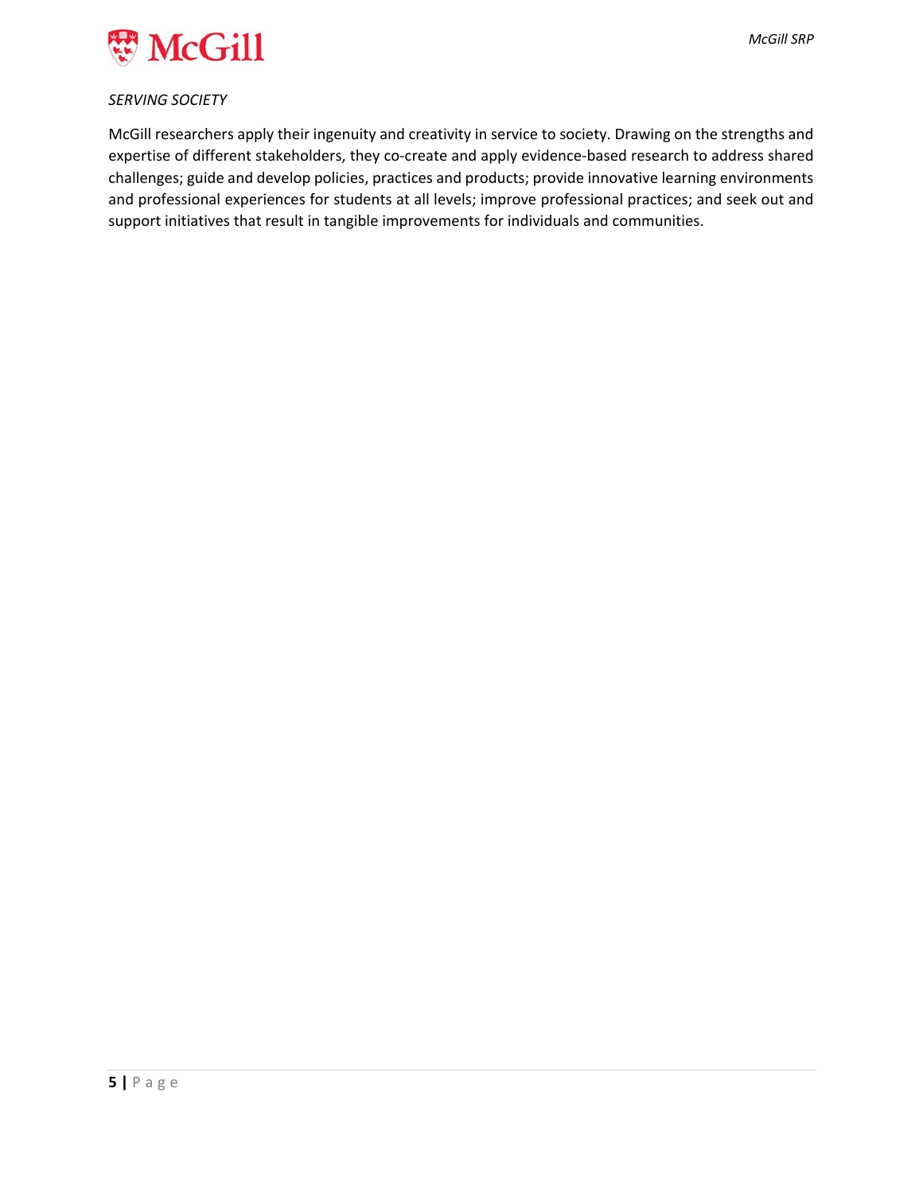*SERVING SOCIETY*

McGill researchers apply their ingenuity and creativity in service to society. Drawing on the strengths and expertise of different stakeholders, they co-create and apply evidence-based research to address shared challenges; guide and develop policies, practices and products; provide innovative learning environments and professional experiences for students at all levels; improve professional practices; and seek out and support initiatives that result in tangible improvements for individuals and communities.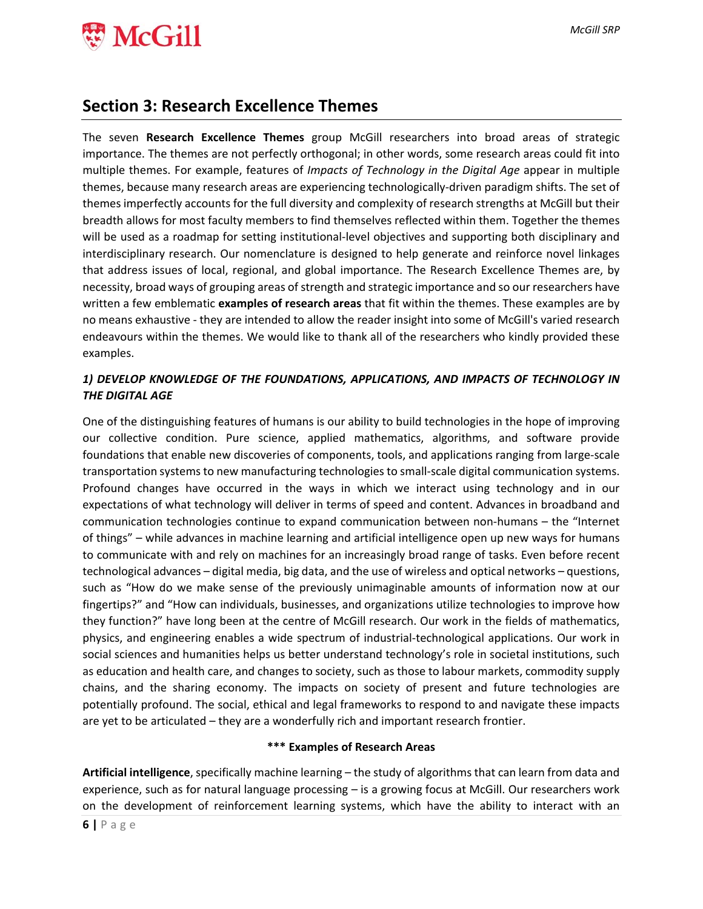## Section 3: Research Excellence Themes

The seven **Research Excellence Themes** group McGill researchers into broad areas of strategic importance. The themes are not perfectly orthogonal; in other words, some research areas could fit into multiple themes. For example, features of *Impacts of Technology in the Digital Age* appear in multiple themes, because many research areas are experiencing technologically-driven paradigm shifts. The set of themes imperfectly accounts for the full diversity and complexity of research strengths at McGill but their breadth allows for most faculty members to find themselves reflected within them. Together the themes will be used as a roadmap for setting institutional-level objectives and supporting both disciplinary and interdisciplinary research. Our nomenclature is designed to help generate and reinforce novel linkages that address issues of local, regional, and global importance. The Research Excellence Themes are, by necessity, broad ways of grouping areas of strength and strategic importance and so our researchers have written a few emblematic **examples of research areas** that fit within the themes. These examples are by no means exhaustive - they are intended to allow the reader insight into some of McGill's varied research endeavours within the themes. We would like to thank all of the researchers who kindly provided these examples.

### *1) DEVELOP KNOWLEDGE OF THE FOUNDATIONS, APPLICATIONS, AND IMPACTS OF TECHNOLOGY IN THE DIGITAL AGE*

One of the distinguishing features of humans is our ability to build technologies in the hope of improving our collective condition. Pure science, applied mathematics, algorithms, and software provide foundations that enable new discoveries of components, tools, and applications ranging from large-scale transportation systems to new manufacturing technologies to small-scale digital communication systems. Profound changes have occurred in the ways in which we interact using technology and in our expectations of what technology will deliver in terms of speed and content. Advances in broadband and communication technologies continue to expand communication between non-humans – the "Internet of things" – while advances in machine learning and artificial intelligence open up new ways for humans to communicate with and rely on machines for an increasingly broad range of tasks. Even before recent technological advances – digital media, big data, and the use of wireless and optical networks – questions, such as "How do we make sense of the previously unimaginable amounts of information now at our fingertips?" and "How can individuals, businesses, and organizations utilize technologies to improve how they function?" have long been at the centre of McGill research. Our work in the fields of mathematics, physics, and engineering enables a wide spectrum of industrial-technological applications. Our work in social sciences and humanities helps us better understand technology's role in societal institutions, such as education and health care, and changes to society, such as those to labour markets, commodity supply chains, and the sharing economy. The impacts on society of present and future technologies are potentially profound. The social, ethical and legal frameworks to respond to and navigate these impacts are yet to be articulated – they are a wonderfully rich and important research frontier.

**\*\*\* Examples of Research Areas**

**Artificial intelligence**, specifically machine learning – the study of algorithms that can learn from data and experience, such as for natural language processing – is a growing focus at McGill. Our researchers work on the development of reinforcement learning systems, which have the ability to interact with an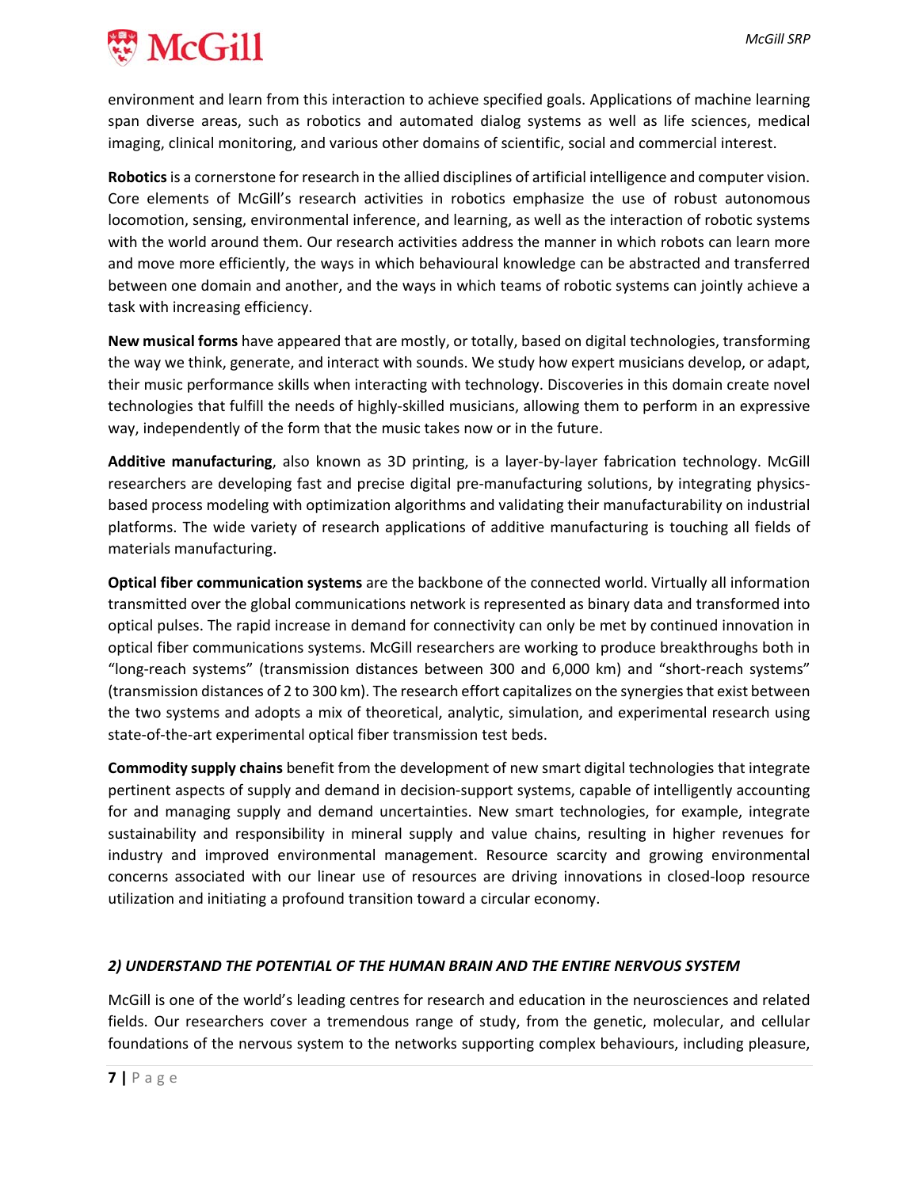environment and learn from this interaction to achieve specified goals. Applications of machine learning span diverse areas, such as robotics and automated dialog systems as well as life sciences, medical imaging, clinical monitoring, and various other domains of scientific, social and commercial interest.

**Robotics** is a cornerstone for research in the allied disciplines of artificial intelligence and computer vision. Core elements of McGill's research activities in robotics emphasize the use of robust autonomous locomotion, sensing, environmental inference, and learning, as well as the interaction of robotic systems with the world around them. Our research activities address the manner in which robots can learn more and move more efficiently, the ways in which behavioural knowledge can be abstracted and transferred between one domain and another, and the ways in which teams of robotic systems can jointly achieve a task with increasing efficiency.

**New musical forms** have appeared that are mostly, or totally, based on digital technologies, transforming the way we think, generate, and interact with sounds. We study how expert musicians develop, or adapt, their music performance skills when interacting with technology. Discoveries in this domain create novel technologies that fulfill the needs of highly-skilled musicians, allowing them to perform in an expressive way, independently of the form that the music takes now or in the future.

**Additive manufacturing**, also known as 3D printing, is a layer-by-layer fabrication technology. McGill researchers are developing fast and precise digital pre-manufacturing solutions, by integrating physics-based process modeling with optimization algorithms and validating their manufacturability on industrial platforms. The wide variety of research applications of additive manufacturing is touching all fields of materials manufacturing.

**Optical fiber communication systems** are the backbone of the connected world. Virtually all information transmitted over the global communications network is represented as binary data and transformed into optical pulses. The rapid increase in demand for connectivity can only be met by continued innovation in optical fiber communications systems. McGill researchers are working to produce breakthroughs both in "long-reach systems" (transmission distances between 300 and 6,000 km) and "short-reach systems" (transmission distances of 2 to 300 km). The research effort capitalizes on the synergies that exist between the two systems and adopts a mix of theoretical, analytic, simulation, and experimental research using state-of-the-art experimental optical fiber transmission test beds.

**Commodity supply chains** benefit from the development of new smart digital technologies that integrate pertinent aspects of supply and demand in decision-support systems, capable of intelligently accounting for and managing supply and demand uncertainties. New smart technologies, for example, integrate sustainability and responsibility in mineral supply and value chains, resulting in higher revenues for industry and improved environmental management. Resource scarcity and growing environmental concerns associated with our linear use of resources are driving innovations in closed-loop resource utilization and initiating a profound transition toward a circular economy.

### *2) UNDERSTAND THE POTENTIAL OF THE HUMAN BRAIN AND THE ENTIRE NERVOUS SYSTEM*

McGill is one of the world's leading centres for research and education in the neurosciences and related fields. Our researchers cover a tremendous range of study, from the genetic, molecular, and cellular foundations of the nervous system to the networks supporting complex behaviours, including pleasure,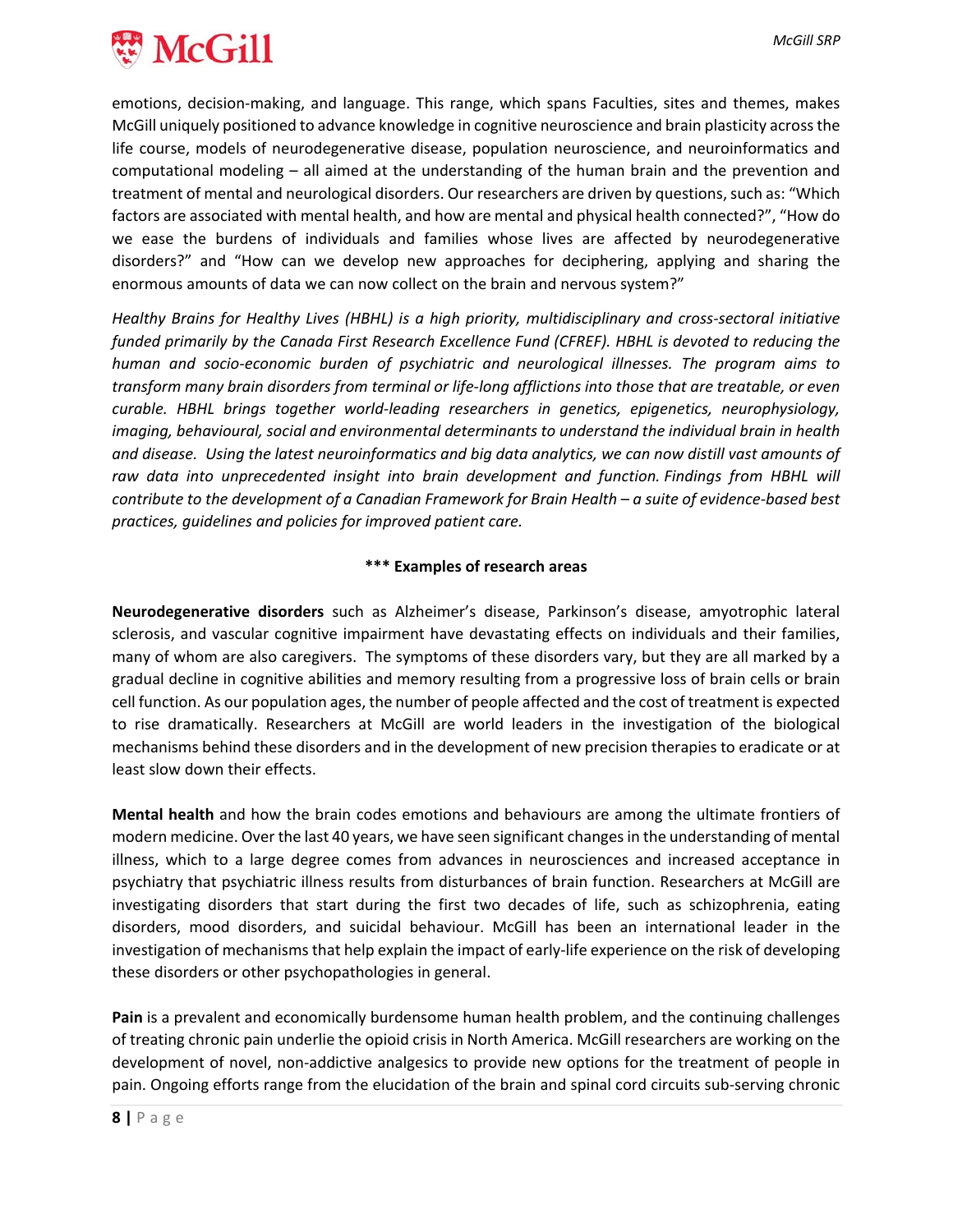emotions, decision-making, and language. This range, which spans Faculties, sites and themes, makes McGill uniquely positioned to advance knowledge in cognitive neuroscience and brain plasticity across the life course, models of neurodegenerative disease, population neuroscience, and neuroinformatics and computational modeling – all aimed at the understanding of the human brain and the prevention and treatment of mental and neurological disorders. Our researchers are driven by questions, such as: "Which factors are associated with mental health, and how are mental and physical health connected?", "How do we ease the burdens of individuals and families whose lives are affected by neurodegenerative disorders?" and "How can we develop new approaches for deciphering, applying and sharing the enormous amounts of data we can now collect on the brain and nervous system?"

*Healthy Brains for Healthy Lives (HBHL) is a high priority, multidisciplinary and cross-sectoral initiative funded primarily by the Canada First Research Excellence Fund (CFREF). HBHL is devoted to reducing the human and socio-economic burden of psychiatric and neurological illnesses. The program aims to transform many brain disorders from terminal or life-long afflictions into those that are treatable, or even curable. HBHL brings together world-leading researchers in genetics, epigenetics, neurophysiology, imaging, behavioural, social and environmental determinants to understand the individual brain in health and disease. Using the latest neuroinformatics and big data analytics, we can now distill vast amounts of raw data into unprecedented insight into brain development and function. Findings from HBHL will contribute to the development of a Canadian Framework for Brain Health – a suite of evidence-based best practices, guidelines and policies for improved patient care.*

**\*\*\* Examples of research areas**

**Neurodegenerative disorders** such as Alzheimer's disease, Parkinson's disease, amyotrophic lateral sclerosis, and vascular cognitive impairment have devastating effects on individuals and their families, many of whom are also caregivers. The symptoms of these disorders vary, but they are all marked by a gradual decline in cognitive abilities and memory resulting from a progressive loss of brain cells or brain cell function. As our population ages, the number of people affected and the cost of treatment is expected to rise dramatically. Researchers at McGill are world leaders in the investigation of the biological mechanisms behind these disorders and in the development of new precision therapies to eradicate or at least slow down their effects.

**Mental health** and how the brain codes emotions and behaviours are among the ultimate frontiers of modern medicine. Over the last 40 years, we have seen significant changes in the understanding of mental illness, which to a large degree comes from advances in neurosciences and increased acceptance in psychiatry that psychiatric illness results from disturbances of brain function. Researchers at McGill are investigating disorders that start during the first two decades of life, such as schizophrenia, eating disorders, mood disorders, and suicidal behaviour. McGill has been an international leader in the investigation of mechanisms that help explain the impact of early-life experience on the risk of developing these disorders or other psychopathologies in general.

**Pain** is a prevalent and economically burdensome human health problem, and the continuing challenges of treating chronic pain underlie the opioid crisis in North America. McGill researchers are working on the development of novel, non-addictive analgesics to provide new options for the treatment of people in pain. Ongoing efforts range from the elucidation of the brain and spinal cord circuits sub-serving chronic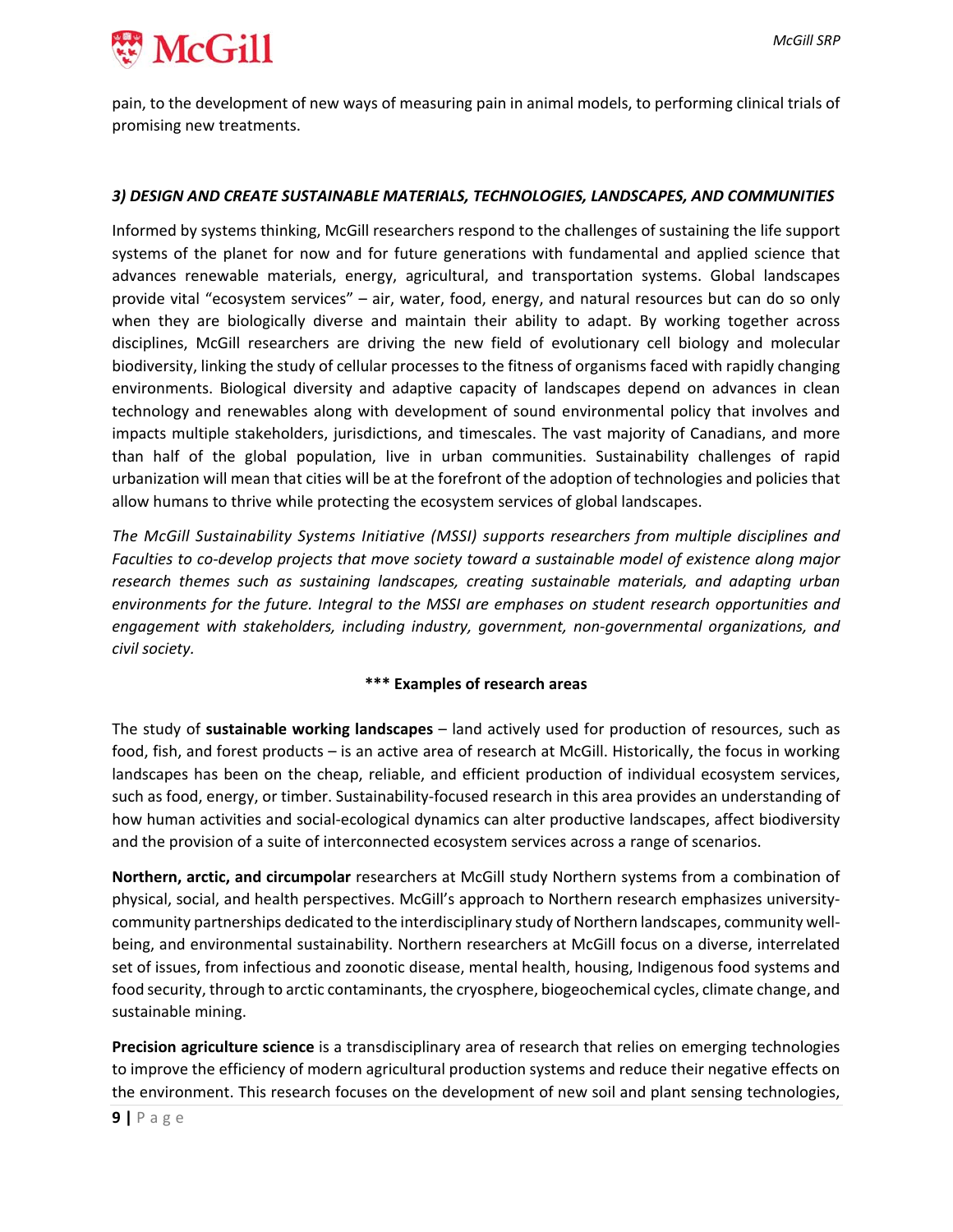pain, to the development of new ways of measuring pain in animal models, to performing clinical trials of promising new treatments.

### *3) DESIGN AND CREATE SUSTAINABLE MATERIALS, TECHNOLOGIES, LANDSCAPES, AND COMMUNITIES*

Informed by systems thinking, McGill researchers respond to the challenges of sustaining the life support systems of the planet for now and for future generations with fundamental and applied science that advances renewable materials, energy, agricultural, and transportation systems. Global landscapes provide vital "ecosystem services" – air, water, food, energy, and natural resources but can do so only when they are biologically diverse and maintain their ability to adapt. By working together across disciplines, McGill researchers are driving the new field of evolutionary cell biology and molecular biodiversity, linking the study of cellular processes to the fitness of organisms faced with rapidly changing environments. Biological diversity and adaptive capacity of landscapes depend on advances in clean technology and renewables along with development of sound environmental policy that involves and impacts multiple stakeholders, jurisdictions, and timescales. The vast majority of Canadians, and more than half of the global population, live in urban communities. Sustainability challenges of rapid urbanization will mean that cities will be at the forefront of the adoption of technologies and policies that allow humans to thrive while protecting the ecosystem services of global landscapes.

*The McGill Sustainability Systems Initiative (MSSI) supports researchers from multiple disciplines and Faculties to co-develop projects that move society toward a sustainable model of existence along major research themes such as sustaining landscapes, creating sustainable materials, and adapting urban environments for the future. Integral to the MSSI are emphases on student research opportunities and engagement with stakeholders, including industry, government, non-governmental organizations, and civil society.*

**\*\*\* Examples of research areas**

The study of **sustainable working landscapes** – land actively used for production of resources, such as food, fish, and forest products – is an active area of research at McGill. Historically, the focus in working landscapes has been on the cheap, reliable, and efficient production of individual ecosystem services, such as food, energy, or timber. Sustainability-focused research in this area provides an understanding of how human activities and social-ecological dynamics can alter productive landscapes, affect biodiversity and the provision of a suite of interconnected ecosystem services across a range of scenarios.

**Northern, arctic, and circumpolar** researchers at McGill study Northern systems from a combination of physical, social, and health perspectives. McGill's approach to Northern research emphasizes university-community partnerships dedicated to the interdisciplinary study of Northern landscapes, community well-being, and environmental sustainability. Northern researchers at McGill focus on a diverse, interrelated set of issues, from infectious and zoonotic disease, mental health, housing, Indigenous food systems and food security, through to arctic contaminants, the cryosphere, biogeochemical cycles, climate change, and sustainable mining.

**Precision agriculture science** is a transdisciplinary area of research that relies on emerging technologies to improve the efficiency of modern agricultural production systems and reduce their negative effects on the environment. This research focuses on the development of new soil and plant sensing technologies,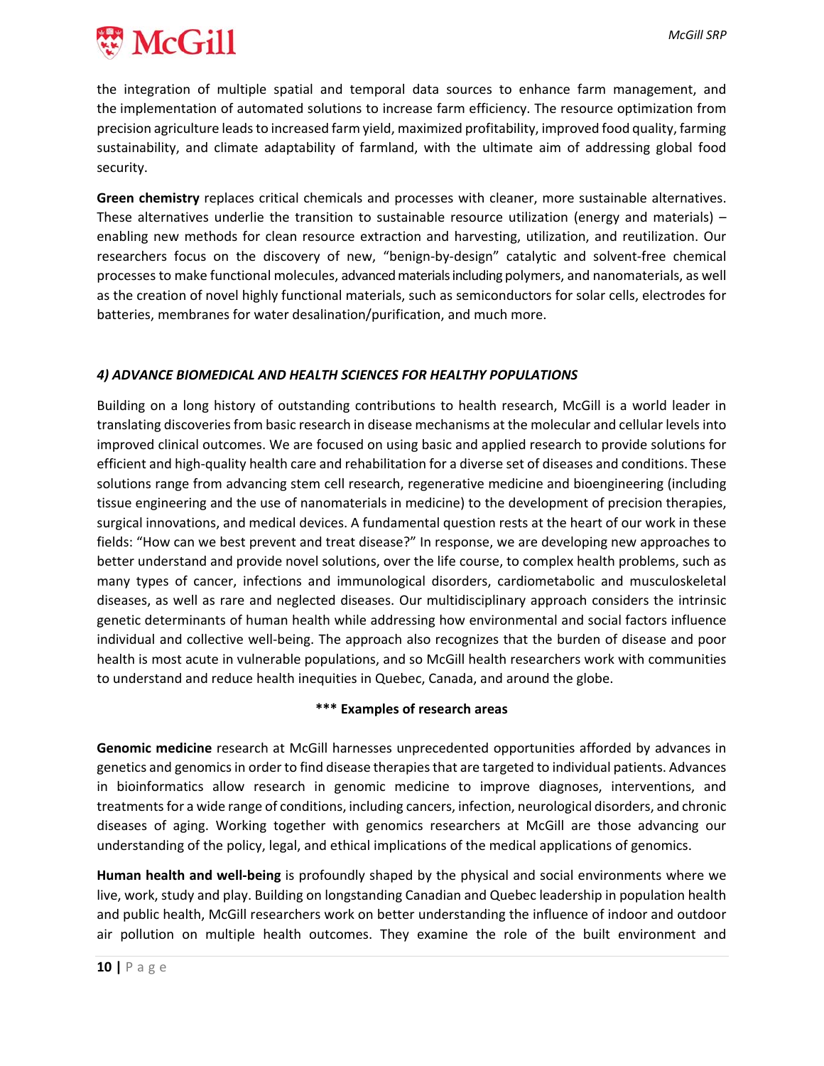the integration of multiple spatial and temporal data sources to enhance farm management, and the implementation of automated solutions to increase farm efficiency. The resource optimization from precision agriculture leads to increased farm yield, maximized profitability, improved food quality, farming sustainability, and climate adaptability of farmland, with the ultimate aim of addressing global food security.

**Green chemistry** replaces critical chemicals and processes with cleaner, more sustainable alternatives. These alternatives underlie the transition to sustainable resource utilization (energy and materials) – enabling new methods for clean resource extraction and harvesting, utilization, and reutilization. Our researchers focus on the discovery of new, "benign-by-design" catalytic and solvent-free chemical processes to make functional molecules, advanced materials including polymers, and nanomaterials, as well as the creation of novel highly functional materials, such as semiconductors for solar cells, electrodes for batteries, membranes for water desalination/purification, and much more.

### *4) ADVANCE BIOMEDICAL AND HEALTH SCIENCES FOR HEALTHY POPULATIONS*

Building on a long history of outstanding contributions to health research, McGill is a world leader in translating discoveries from basic research in disease mechanisms at the molecular and cellular levels into improved clinical outcomes. We are focused on using basic and applied research to provide solutions for efficient and high-quality health care and rehabilitation for a diverse set of diseases and conditions. These solutions range from advancing stem cell research, regenerative medicine and bioengineering (including tissue engineering and the use of nanomaterials in medicine) to the development of precision therapies, surgical innovations, and medical devices. A fundamental question rests at the heart of our work in these fields: "How can we best prevent and treat disease?" In response, we are developing new approaches to better understand and provide novel solutions, over the life course, to complex health problems, such as many types of cancer, infections and immunological disorders, cardiometabolic and musculoskeletal diseases, as well as rare and neglected diseases. Our multidisciplinary approach considers the intrinsic genetic determinants of human health while addressing how environmental and social factors influence individual and collective well-being. The approach also recognizes that the burden of disease and poor health is most acute in vulnerable populations, and so McGill health researchers work with communities to understand and reduce health inequities in Quebec, Canada, and around the globe.

**\*\*\* Examples of research areas**

**Genomic medicine** research at McGill harnesses unprecedented opportunities afforded by advances in genetics and genomics in order to find disease therapies that are targeted to individual patients. Advances in bioinformatics allow research in genomic medicine to improve diagnoses, interventions, and treatments for a wide range of conditions, including cancers, infection, neurological disorders, and chronic diseases of aging. Working together with genomics researchers at McGill are those advancing our understanding of the policy, legal, and ethical implications of the medical applications of genomics.

**Human health and well-being** is profoundly shaped by the physical and social environments where we live, work, study and play. Building on longstanding Canadian and Quebec leadership in population health and public health, McGill researchers work on better understanding the influence of indoor and outdoor air pollution on multiple health outcomes. They examine the role of the built environment and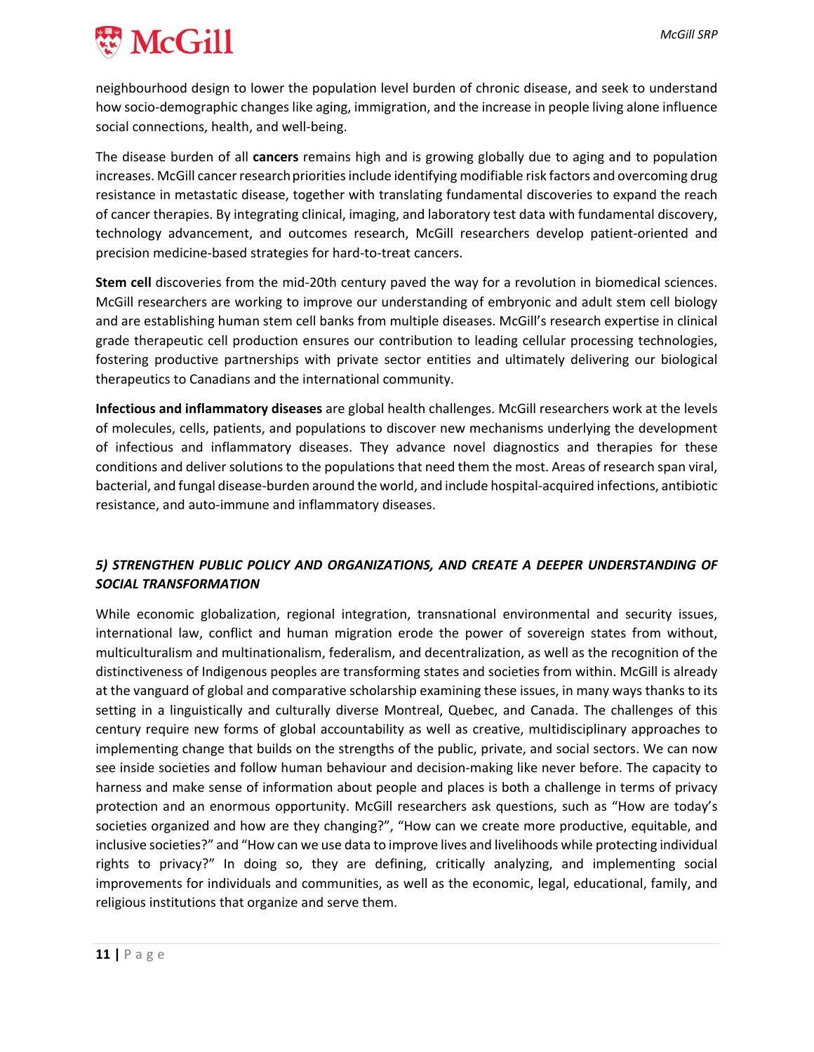neighbourhood design to lower the population level burden of chronic disease, and seek to understand how socio-demographic changes like aging, immigration, and the increase in people living alone influence social connections, health, and well-being.

The disease burden of all **cancers** remains high and is growing globally due to aging and to population increases. McGill cancer research priorities include identifying modifiable risk factors and overcoming drug resistance in metastatic disease, together with translating fundamental discoveries to expand the reach of cancer therapies. By integrating clinical, imaging, and laboratory test data with fundamental discovery, technology advancement, and outcomes research, McGill researchers develop patient-oriented and precision medicine-based strategies for hard-to-treat cancers.

**Stem cell** discoveries from the mid-20th century paved the way for a revolution in biomedical sciences. McGill researchers are working to improve our understanding of embryonic and adult stem cell biology and are establishing human stem cell banks from multiple diseases. McGill's research expertise in clinical grade therapeutic cell production ensures our contribution to leading cellular processing technologies, fostering productive partnerships with private sector entities and ultimately delivering our biological therapeutics to Canadians and the international community.

**Infectious and inflammatory diseases** are global health challenges. McGill researchers work at the levels of molecules, cells, patients, and populations to discover new mechanisms underlying the development of infectious and inflammatory diseases. They advance novel diagnostics and therapies for these conditions and deliver solutions to the populations that need them the most. Areas of research span viral, bacterial, and fungal disease-burden around the world, and include hospital-acquired infections, antibiotic resistance, and auto-immune and inflammatory diseases.

### *5) STRENGTHEN PUBLIC POLICY AND ORGANIZATIONS, AND CREATE A DEEPER UNDERSTANDING OF SOCIAL TRANSFORMATION*

While economic globalization, regional integration, transnational environmental and security issues, international law, conflict and human migration erode the power of sovereign states from without, multiculturalism and multinationalism, federalism, and decentralization, as well as the recognition of the distinctiveness of Indigenous peoples are transforming states and societies from within. McGill is already at the vanguard of global and comparative scholarship examining these issues, in many ways thanks to its setting in a linguistically and culturally diverse Montreal, Quebec, and Canada. The challenges of this century require new forms of global accountability as well as creative, multidisciplinary approaches to implementing change that builds on the strengths of the public, private, and social sectors. We can now see inside societies and follow human behaviour and decision-making like never before. The capacity to harness and make sense of information about people and places is both a challenge in terms of privacy protection and an enormous opportunity. McGill researchers ask questions, such as "How are today's societies organized and how are they changing?", "How can we create more productive, equitable, and inclusive societies?" and "How can we use data to improve lives and livelihoods while protecting individual rights to privacy?" In doing so, they are defining, critically analyzing, and implementing social improvements for individuals and communities, as well as the economic, legal, educational, family, and religious institutions that organize and serve them.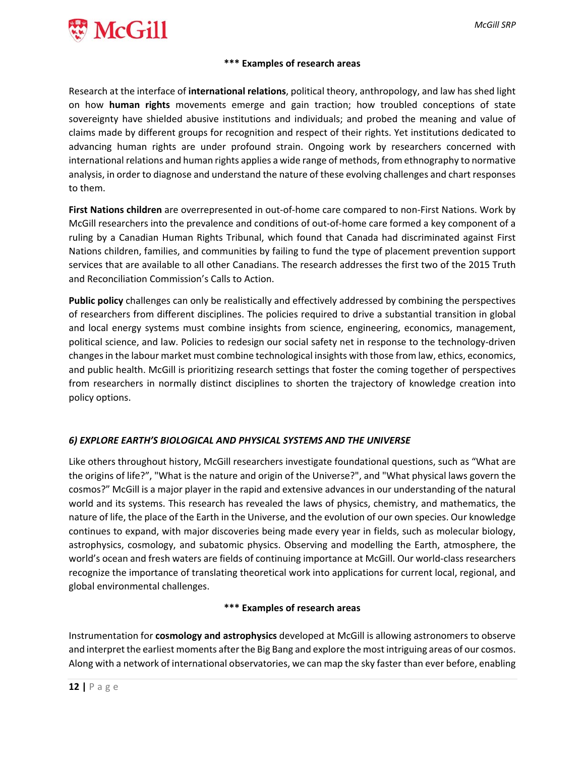**\*\*\* Examples of research areas**

Research at the interface of **international relations**, political theory, anthropology, and law has shed light on how **human rights** movements emerge and gain traction; how troubled conceptions of state sovereignty have shielded abusive institutions and individuals; and probed the meaning and value of claims made by different groups for recognition and respect of their rights. Yet institutions dedicated to advancing human rights are under profound strain. Ongoing work by researchers concerned with international relations and human rights applies a wide range of methods, from ethnography to normative analysis, in order to diagnose and understand the nature of these evolving challenges and chart responses to them.

**First Nations children** are overrepresented in out-of-home care compared to non-First Nations. Work by McGill researchers into the prevalence and conditions of out-of-home care formed a key component of a ruling by a Canadian Human Rights Tribunal, which found that Canada had discriminated against First Nations children, families, and communities by failing to fund the type of placement prevention support services that are available to all other Canadians. The research addresses the first two of the 2015 Truth and Reconciliation Commission's Calls to Action.

**Public policy** challenges can only be realistically and effectively addressed by combining the perspectives of researchers from different disciplines. The policies required to drive a substantial transition in global and local energy systems must combine insights from science, engineering, economics, management, political science, and law. Policies to redesign our social safety net in response to the technology-driven changes in the labour market must combine technological insights with those from law, ethics, economics, and public health. McGill is prioritizing research settings that foster the coming together of perspectives from researchers in normally distinct disciplines to shorten the trajectory of knowledge creation into policy options.

### *6) EXPLORE EARTH'S BIOLOGICAL AND PHYSICAL SYSTEMS AND THE UNIVERSE*

Like others throughout history, McGill researchers investigate foundational questions, such as "What are the origins of life?", "What is the nature and origin of the Universe?", and "What physical laws govern the cosmos?" McGill is a major player in the rapid and extensive advances in our understanding of the natural world and its systems. This research has revealed the laws of physics, chemistry, and mathematics, the nature of life, the place of the Earth in the Universe, and the evolution of our own species. Our knowledge continues to expand, with major discoveries being made every year in fields, such as molecular biology, astrophysics, cosmology, and subatomic physics. Observing and modelling the Earth, atmosphere, the world's ocean and fresh waters are fields of continuing importance at McGill. Our world-class researchers recognize the importance of translating theoretical work into applications for current local, regional, and global environmental challenges.

**\*\*\* Examples of research areas**

Instrumentation for **cosmology and astrophysics** developed at McGill is allowing astronomers to observe and interpret the earliest moments after the Big Bang and explore the most intriguing areas of our cosmos. Along with a network of international observatories, we can map the sky faster than ever before, enabling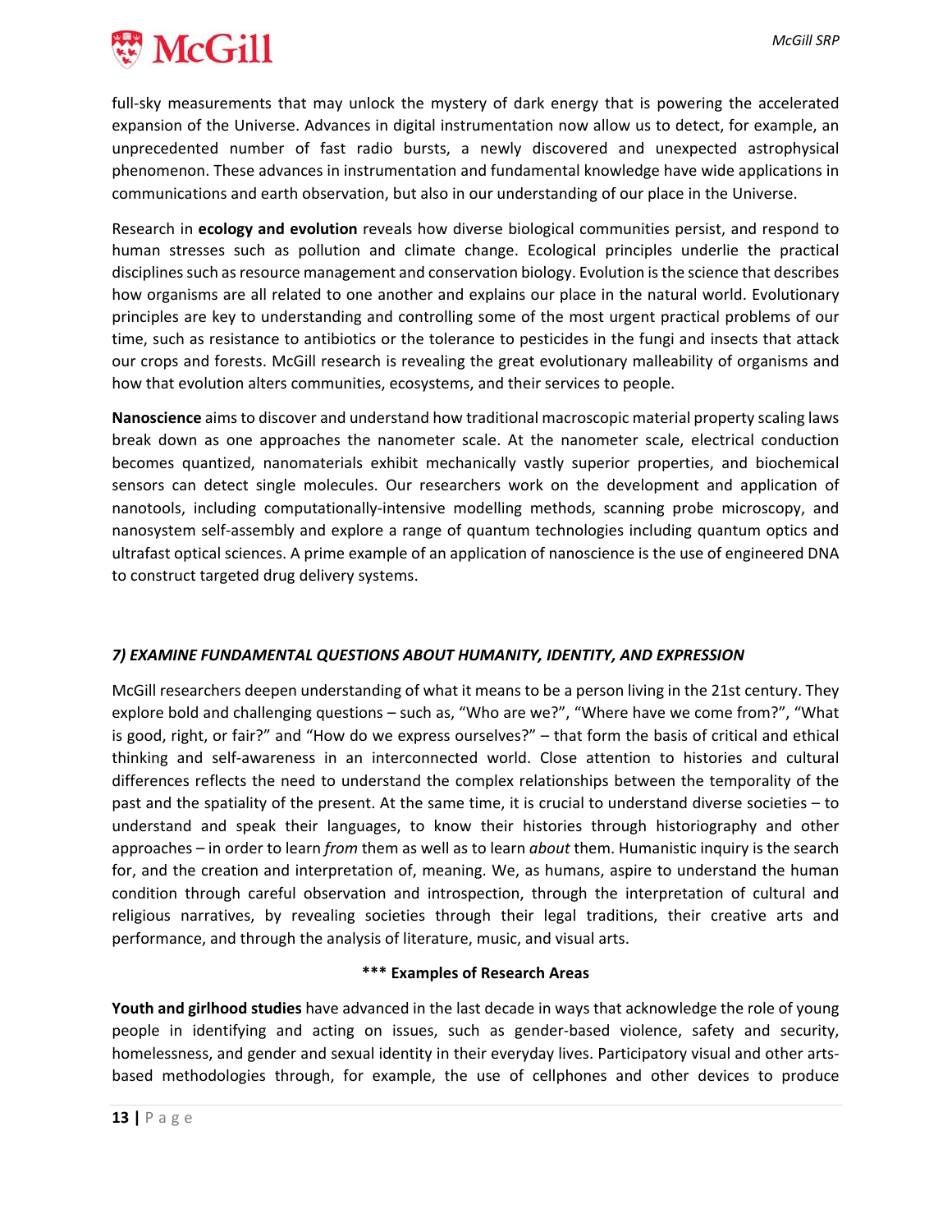full-sky measurements that may unlock the mystery of dark energy that is powering the accelerated expansion of the Universe. Advances in digital instrumentation now allow us to detect, for example, an unprecedented number of fast radio bursts, a newly discovered and unexpected astrophysical phenomenon. These advances in instrumentation and fundamental knowledge have wide applications in communications and earth observation, but also in our understanding of our place in the Universe.

Research in **ecology and evolution** reveals how diverse biological communities persist, and respond to human stresses such as pollution and climate change. Ecological principles underlie the practical disciplines such as resource management and conservation biology. Evolution is the science that describes how organisms are all related to one another and explains our place in the natural world. Evolutionary principles are key to understanding and controlling some of the most urgent practical problems of our time, such as resistance to antibiotics or the tolerance to pesticides in the fungi and insects that attack our crops and forests. McGill research is revealing the great evolutionary malleability of organisms and how that evolution alters communities, ecosystems, and their services to people.

**Nanoscience** aims to discover and understand how traditional macroscopic material property scaling laws break down as one approaches the nanometer scale. At the nanometer scale, electrical conduction becomes quantized, nanomaterials exhibit mechanically vastly superior properties, and biochemical sensors can detect single molecules. Our researchers work on the development and application of nanotools, including computationally-intensive modelling methods, scanning probe microscopy, and nanosystem self-assembly and explore a range of quantum technologies including quantum optics and ultrafast optical sciences. A prime example of an application of nanoscience is the use of engineered DNA to construct targeted drug delivery systems.

### *7) EXAMINE FUNDAMENTAL QUESTIONS ABOUT HUMANITY, IDENTITY, AND EXPRESSION*

McGill researchers deepen understanding of what it means to be a person living in the 21st century. They explore bold and challenging questions – such as, "Who are we?", "Where have we come from?", "What is good, right, or fair?" and "How do we express ourselves?" – that form the basis of critical and ethical thinking and self-awareness in an interconnected world. Close attention to histories and cultural differences reflects the need to understand the complex relationships between the temporality of the past and the spatiality of the present. At the same time, it is crucial to understand diverse societies – to understand and speak their languages, to know their histories through historiography and other approaches – in order to learn *from* them as well as to learn *about* them. Humanistic inquiry is the search for, and the creation and interpretation of, meaning. We, as humans, aspire to understand the human condition through careful observation and introspection, through the interpretation of cultural and religious narratives, by revealing societies through their legal traditions, their creative arts and performance, and through the analysis of literature, music, and visual arts.

**\*\*\* Examples of Research Areas**

**Youth and girlhood studies** have advanced in the last decade in ways that acknowledge the role of young people in identifying and acting on issues, such as gender-based violence, safety and security, homelessness, and gender and sexual identity in their everyday lives. Participatory visual and other arts-based methodologies through, for example, the use of cellphones and other devices to produce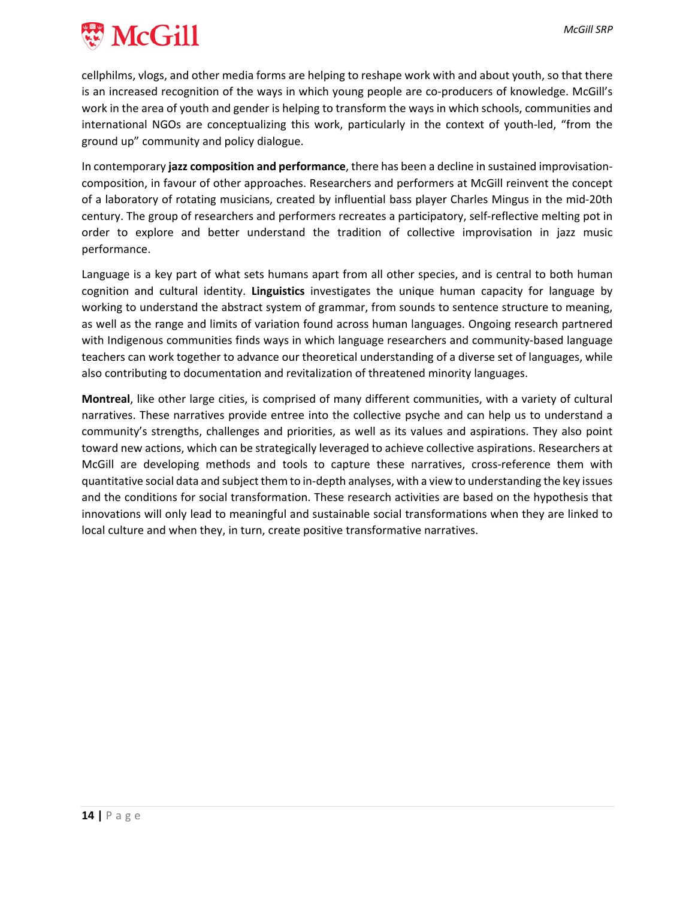cellphilms, vlogs, and other media forms are helping to reshape work with and about youth, so that there is an increased recognition of the ways in which young people are co-producers of knowledge. McGill's work in the area of youth and gender is helping to transform the ways in which schools, communities and international NGOs are conceptualizing this work, particularly in the context of youth-led, "from the ground up" community and policy dialogue.

In contemporary **jazz composition and performance**, there has been a decline in sustained improvisation-composition, in favour of other approaches. Researchers and performers at McGill reinvent the concept of a laboratory of rotating musicians, created by influential bass player Charles Mingus in the mid-20th century. The group of researchers and performers recreates a participatory, self-reflective melting pot in order to explore and better understand the tradition of collective improvisation in jazz music performance.

Language is a key part of what sets humans apart from all other species, and is central to both human cognition and cultural identity. **Linguistics** investigates the unique human capacity for language by working to understand the abstract system of grammar, from sounds to sentence structure to meaning, as well as the range and limits of variation found across human languages. Ongoing research partnered with Indigenous communities finds ways in which language researchers and community-based language teachers can work together to advance our theoretical understanding of a diverse set of languages, while also contributing to documentation and revitalization of threatened minority languages.

**Montreal**, like other large cities, is comprised of many different communities, with a variety of cultural narratives. These narratives provide entree into the collective psyche and can help us to understand a community's strengths, challenges and priorities, as well as its values and aspirations. They also point toward new actions, which can be strategically leveraged to achieve collective aspirations. Researchers at McGill are developing methods and tools to capture these narratives, cross-reference them with quantitative social data and subject them to in-depth analyses, with a view to understanding the key issues and the conditions for social transformation. These research activities are based on the hypothesis that innovations will only lead to meaningful and sustainable social transformations when they are linked to local culture and when they, in turn, create positive transformative narratives.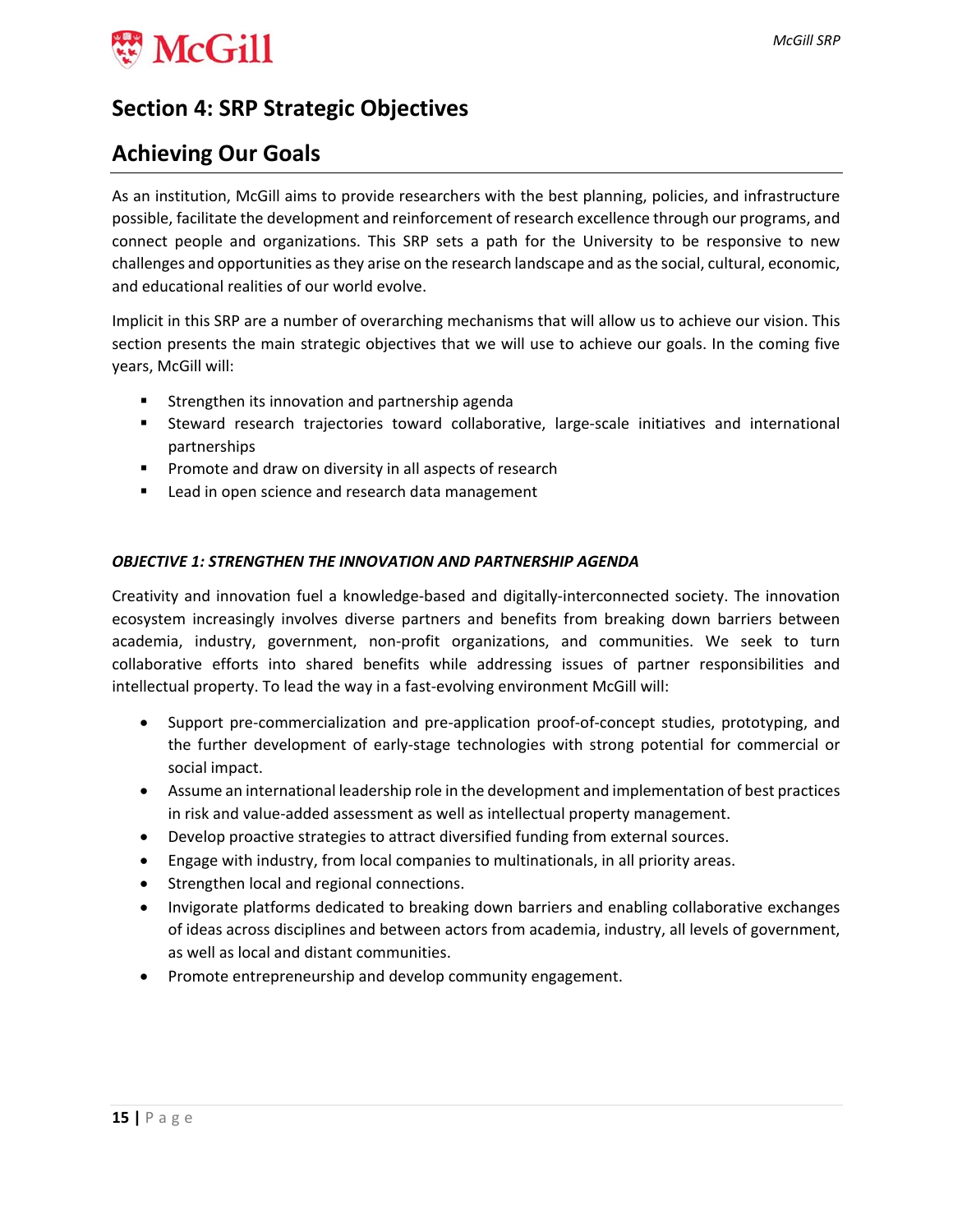# Section 4: SRP Strategic Objectives

## Achieving Our Goals

As an institution, McGill aims to provide researchers with the best planning, policies, and infrastructure possible, facilitate the development and reinforcement of research excellence through our programs, and connect people and organizations. This SRP sets a path for the University to be responsive to new challenges and opportunities as they arise on the research landscape and as the social, cultural, economic, and educational realities of our world evolve.

Implicit in this SRP are a number of overarching mechanisms that will allow us to achieve our vision. This section presents the main strategic objectives that we will use to achieve our goals. In the coming five years, McGill will:

- Strengthen its innovation and partnership agenda
- Steward research trajectories toward collaborative, large-scale initiatives and international partnerships
- Promote and draw on diversity in all aspects of research
- Lead in open science and research data management

***OBJECTIVE 1: STRENGTHEN THE INNOVATION AND PARTNERSHIP AGENDA***

Creativity and innovation fuel a knowledge-based and digitally-interconnected society. The innovation ecosystem increasingly involves diverse partners and benefits from breaking down barriers between academia, industry, government, non-profit organizations, and communities. We seek to turn collaborative efforts into shared benefits while addressing issues of partner responsibilities and intellectual property. To lead the way in a fast-evolving environment McGill will:

- Support pre-commercialization and pre-application proof-of-concept studies, prototyping, and the further development of early-stage technologies with strong potential for commercial or social impact.
- Assume an international leadership role in the development and implementation of best practices in risk and value-added assessment as well as intellectual property management.
- Develop proactive strategies to attract diversified funding from external sources.
- Engage with industry, from local companies to multinationals, in all priority areas.
- Strengthen local and regional connections.
- Invigorate platforms dedicated to breaking down barriers and enabling collaborative exchanges of ideas across disciplines and between actors from academia, industry, all levels of government, as well as local and distant communities.
- Promote entrepreneurship and develop community engagement.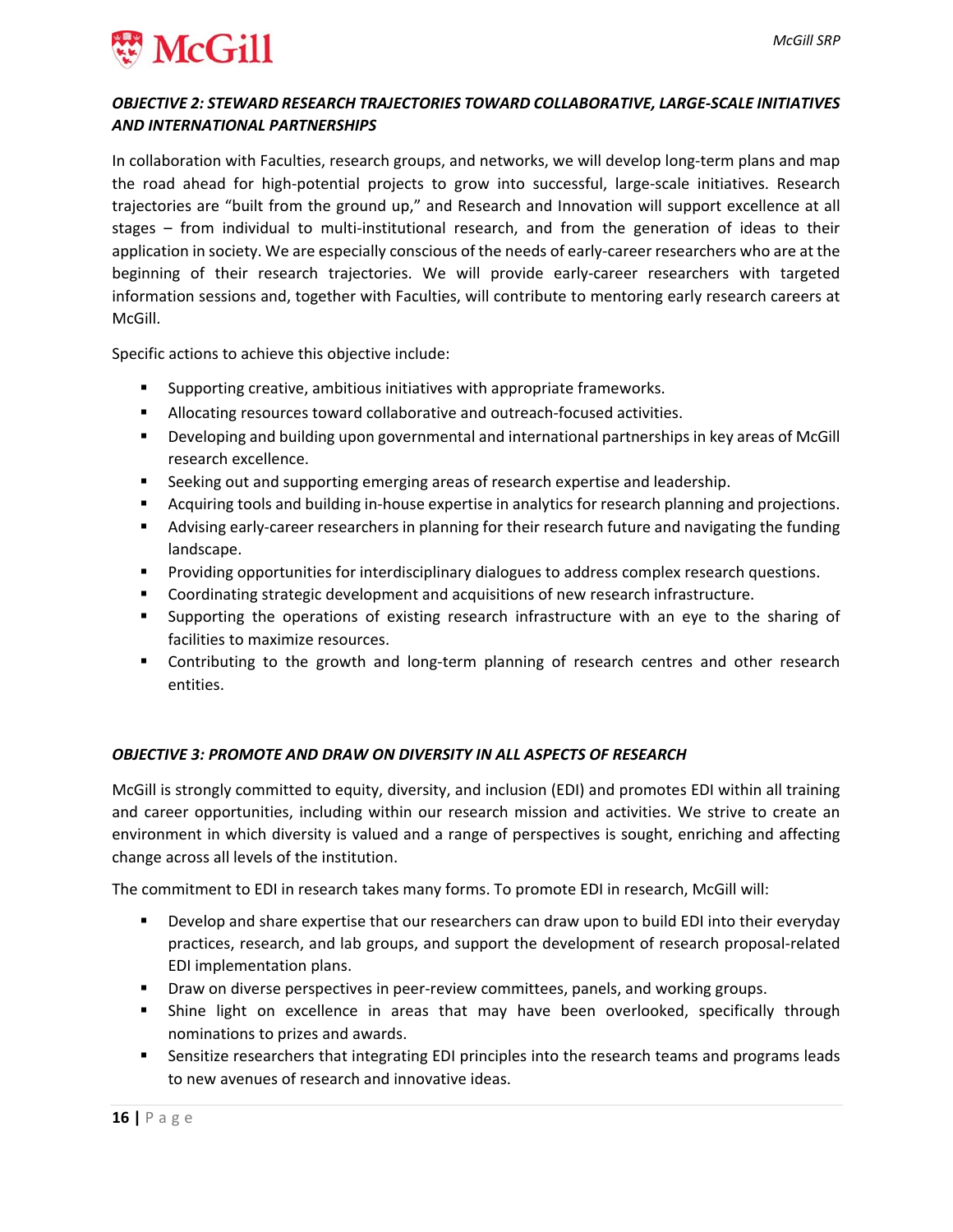### *OBJECTIVE 2: STEWARD RESEARCH TRAJECTORIES TOWARD COLLABORATIVE, LARGE-SCALE INITIATIVES AND INTERNATIONAL PARTNERSHIPS*

In collaboration with Faculties, research groups, and networks, we will develop long-term plans and map the road ahead for high-potential projects to grow into successful, large-scale initiatives. Research trajectories are "built from the ground up," and Research and Innovation will support excellence at all stages – from individual to multi-institutional research, and from the generation of ideas to their application in society. We are especially conscious of the needs of early-career researchers who are at the beginning of their research trajectories. We will provide early-career researchers with targeted information sessions and, together with Faculties, will contribute to mentoring early research careers at McGill.

Specific actions to achieve this objective include:

- Supporting creative, ambitious initiatives with appropriate frameworks.
- Allocating resources toward collaborative and outreach-focused activities.
- Developing and building upon governmental and international partnerships in key areas of McGill research excellence.
- Seeking out and supporting emerging areas of research expertise and leadership.
- Acquiring tools and building in-house expertise in analytics for research planning and projections.
- Advising early-career researchers in planning for their research future and navigating the funding landscape.
- Providing opportunities for interdisciplinary dialogues to address complex research questions.
- Coordinating strategic development and acquisitions of new research infrastructure.
- Supporting the operations of existing research infrastructure with an eye to the sharing of facilities to maximize resources.
- Contributing to the growth and long-term planning of research centres and other research entities.

### *OBJECTIVE 3: PROMOTE AND DRAW ON DIVERSITY IN ALL ASPECTS OF RESEARCH*

McGill is strongly committed to equity, diversity, and inclusion (EDI) and promotes EDI within all training and career opportunities, including within our research mission and activities. We strive to create an environment in which diversity is valued and a range of perspectives is sought, enriching and affecting change across all levels of the institution.

The commitment to EDI in research takes many forms. To promote EDI in research, McGill will:

- Develop and share expertise that our researchers can draw upon to build EDI into their everyday practices, research, and lab groups, and support the development of research proposal-related EDI implementation plans.
- Draw on diverse perspectives in peer-review committees, panels, and working groups.
- Shine light on excellence in areas that may have been overlooked, specifically through nominations to prizes and awards.
- Sensitize researchers that integrating EDI principles into the research teams and programs leads to new avenues of research and innovative ideas.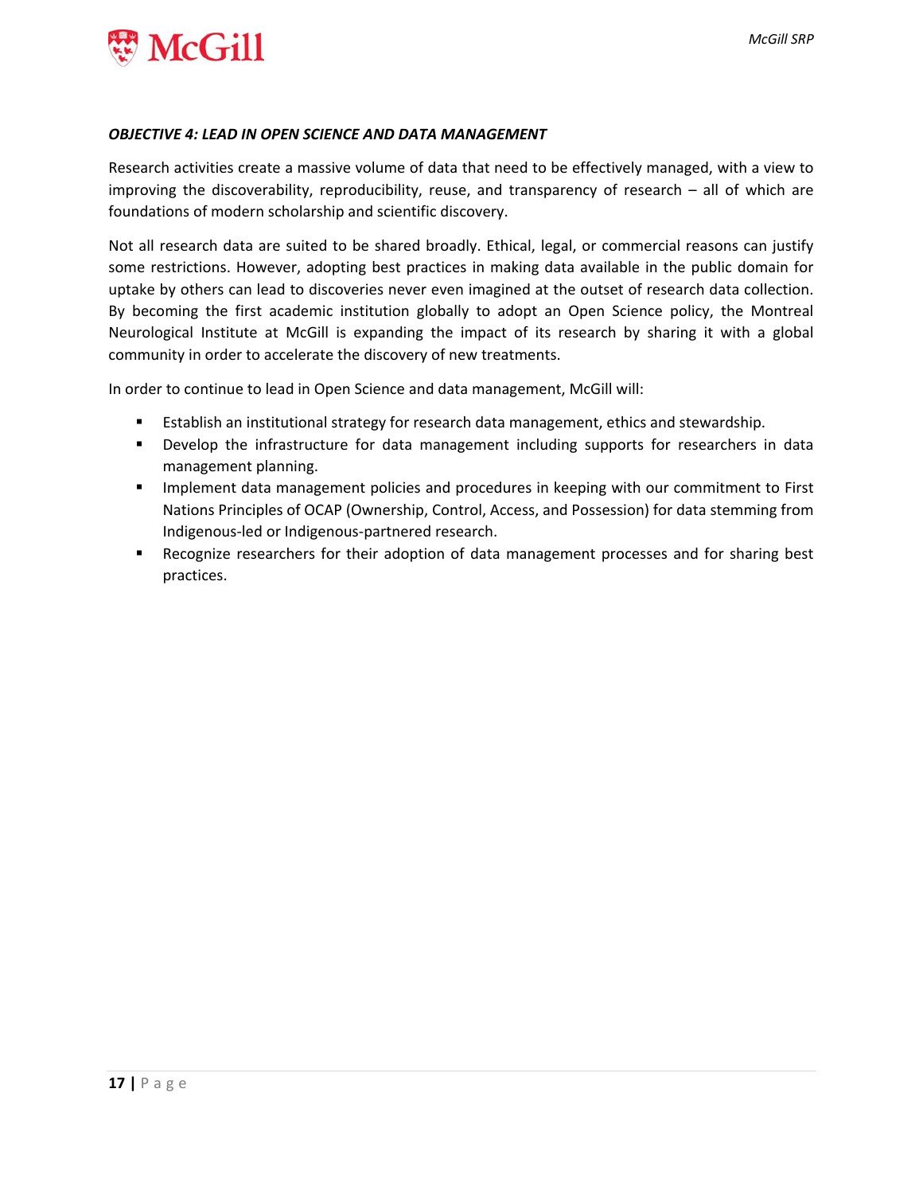### *OBJECTIVE 4: LEAD IN OPEN SCIENCE AND DATA MANAGEMENT*

Research activities create a massive volume of data that need to be effectively managed, with a view to improving the discoverability, reproducibility, reuse, and transparency of research – all of which are foundations of modern scholarship and scientific discovery.

Not all research data are suited to be shared broadly. Ethical, legal, or commercial reasons can justify some restrictions. However, adopting best practices in making data available in the public domain for uptake by others can lead to discoveries never even imagined at the outset of research data collection. By becoming the first academic institution globally to adopt an Open Science policy, the Montreal Neurological Institute at McGill is expanding the impact of its research by sharing it with a global community in order to accelerate the discovery of new treatments.

In order to continue to lead in Open Science and data management, McGill will:

- Establish an institutional strategy for research data management, ethics and stewardship.
- Develop the infrastructure for data management including supports for researchers in data management planning.
- Implement data management policies and procedures in keeping with our commitment to First Nations Principles of OCAP (Ownership, Control, Access, and Possession) for data stemming from Indigenous-led or Indigenous-partnered research.
- Recognize researchers for their adoption of data management processes and for sharing best practices.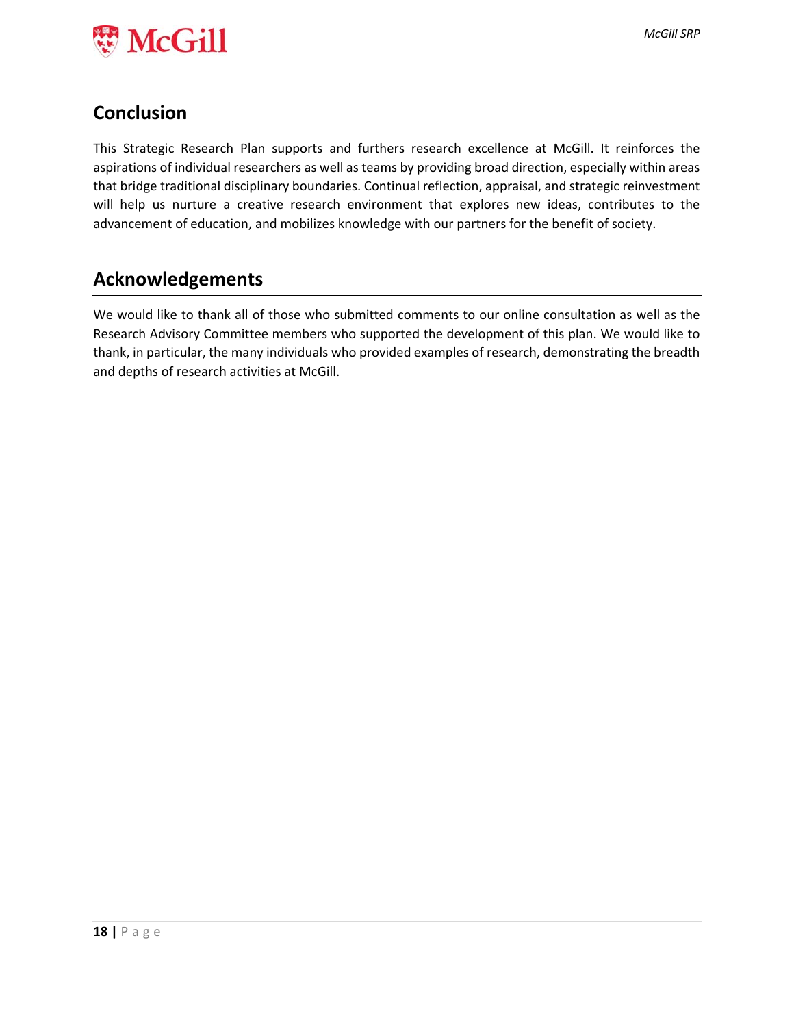## Conclusion

This Strategic Research Plan supports and furthers research excellence at McGill. It reinforces the aspirations of individual researchers as well as teams by providing broad direction, especially within areas that bridge traditional disciplinary boundaries. Continual reflection, appraisal, and strategic reinvestment will help us nurture a creative research environment that explores new ideas, contributes to the advancement of education, and mobilizes knowledge with our partners for the benefit of society.

## Acknowledgements

We would like to thank all of those who submitted comments to our online consultation as well as the Research Advisory Committee members who supported the development of this plan. We would like to thank, in particular, the many individuals who provided examples of research, demonstrating the breadth and depths of research activities at McGill.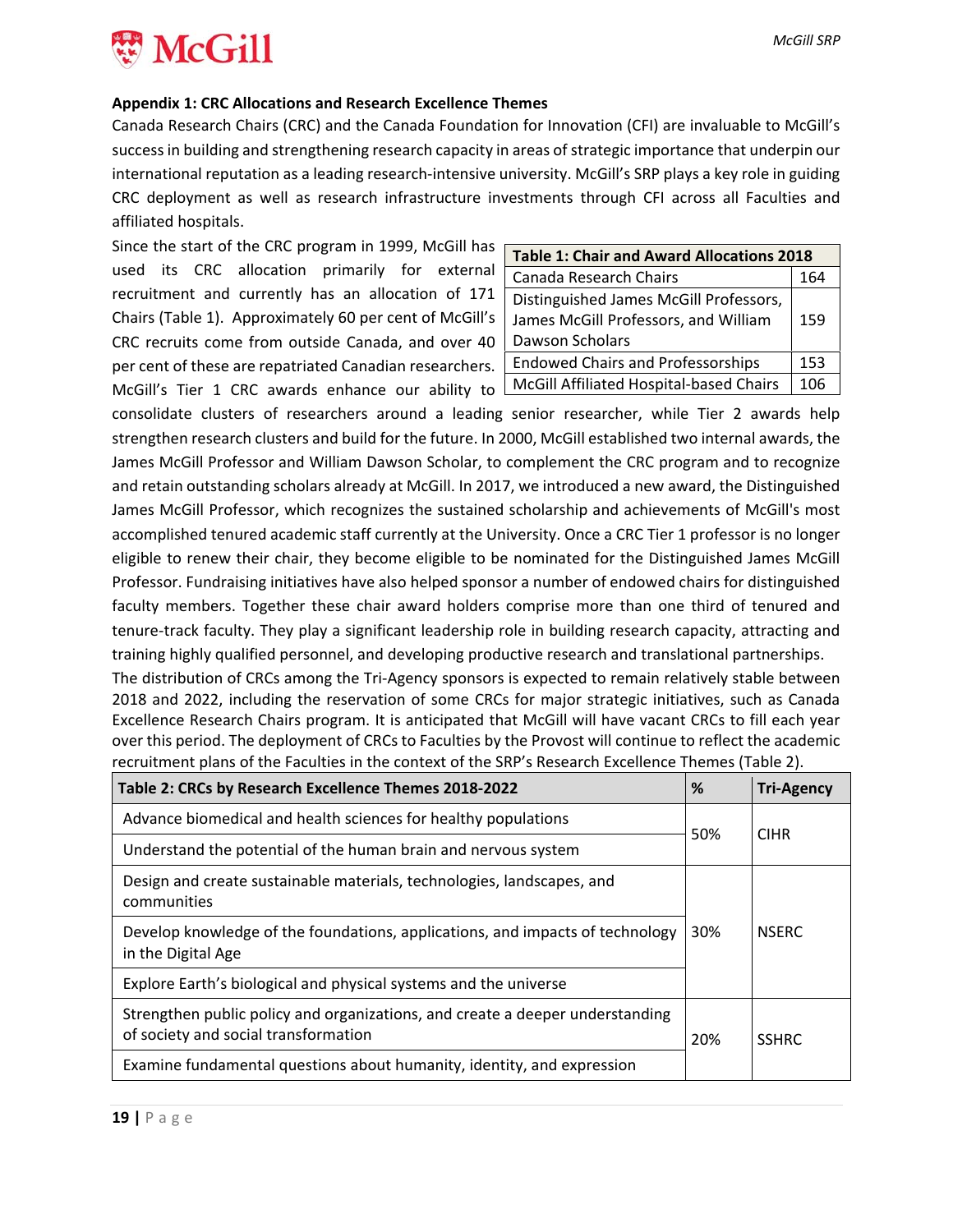### Appendix 1: CRC Allocations and Research Excellence Themes

Canada Research Chairs (CRC) and the Canada Foundation for Innovation (CFI) are invaluable to McGill's success in building and strengthening research capacity in areas of strategic importance that underpin our international reputation as a leading research-intensive university. McGill's SRP plays a key role in guiding CRC deployment as well as research infrastructure investments through CFI across all Faculties and affiliated hospitals.

Since the start of the CRC program in 1999, McGill has used its CRC allocation primarily for external recruitment and currently has an allocation of 171 Chairs (Table 1). Approximately 60 per cent of McGill's CRC recruits come from outside Canada, and over 40 per cent of these are repatriated Canadian researchers. McGill's Tier 1 CRC awards enhance our ability to consolidate clusters of researchers around a leading senior researcher, while Tier 2 awards help strengthen research clusters and build for the future. In 2000, McGill established two internal awards, the James McGill Professor and William Dawson Scholar, to complement the CRC program and to recognize and retain outstanding scholars already at McGill. In 2017, we introduced a new award, the Distinguished James McGill Professor, which recognizes the sustained scholarship and achievements of McGill's most accomplished tenured academic staff currently at the University. Once a CRC Tier 1 professor is no longer eligible to renew their chair, they become eligible to be nominated for the Distinguished James McGill Professor. Fundraising initiatives have also helped sponsor a number of endowed chairs for distinguished faculty members. Together these chair award holders comprise more than one third of tenured and tenure-track faculty. They play a significant leadership role in building research capacity, attracting and training highly qualified personnel, and developing productive research and translational partnerships.

| Table 1: Chair and Award Allocations 2018 | |
|---|---|
| Canada Research Chairs | 164 |
| Distinguished James McGill Professors, James McGill Professors, and William Dawson Scholars | 159 |
| Endowed Chairs and Professorships | 153 |
| McGill Affiliated Hospital-based Chairs | 106 |

The distribution of CRCs among the Tri-Agency sponsors is expected to remain relatively stable between 2018 and 2022, including the reservation of some CRCs for major strategic initiatives, such as Canada Excellence Research Chairs program. It is anticipated that McGill will have vacant CRCs to fill each year over this period. The deployment of CRCs to Faculties by the Provost will continue to reflect the academic recruitment plans of the Faculties in the context of the SRP's Research Excellence Themes (Table 2).

| Table 2: CRCs by Research Excellence Themes 2018-2022 | % | Tri-Agency |
|---|---|---|
| Advance biomedical and health sciences for healthy populations | 50% | CIHR |
| Understand the potential of the human brain and nervous system | | |
| Design and create sustainable materials, technologies, landscapes, and communities | 30% | NSERC |
| Develop knowledge of the foundations, applications, and impacts of technology in the Digital Age | | |
| Explore Earth's biological and physical systems and the universe | | |
| Strengthen public policy and organizations, and create a deeper understanding of society and social transformation | 20% | SSHRC |
| Examine fundamental questions about humanity, identity, and expression | | |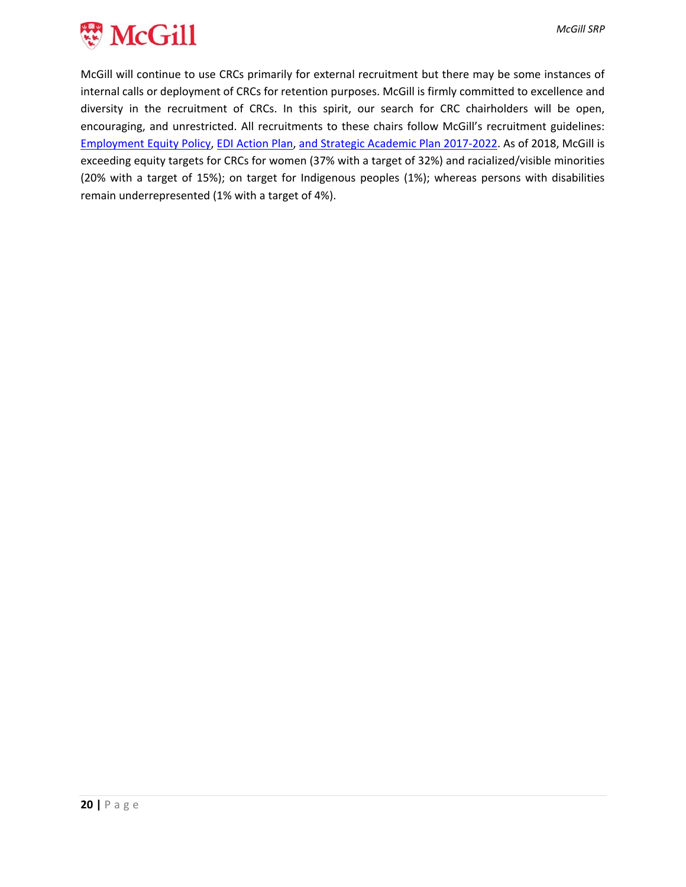McGill will continue to use CRCs primarily for external recruitment but there may be some instances of internal calls or deployment of CRCs for retention purposes. McGill is firmly committed to excellence and diversity in the recruitment of CRCs. In this spirit, our search for CRC chairholders will be open, encouraging, and unrestricted. All recruitments to these chairs follow McGill's recruitment guidelines: Employment Equity Policy, EDI Action Plan, and Strategic Academic Plan 2017-2022. As of 2018, McGill is exceeding equity targets for CRCs for women (37% with a target of 32%) and racialized/visible minorities (20% with a target of 15%); on target for Indigenous peoples (1%); whereas persons with disabilities remain underrepresented (1% with a target of 4%).